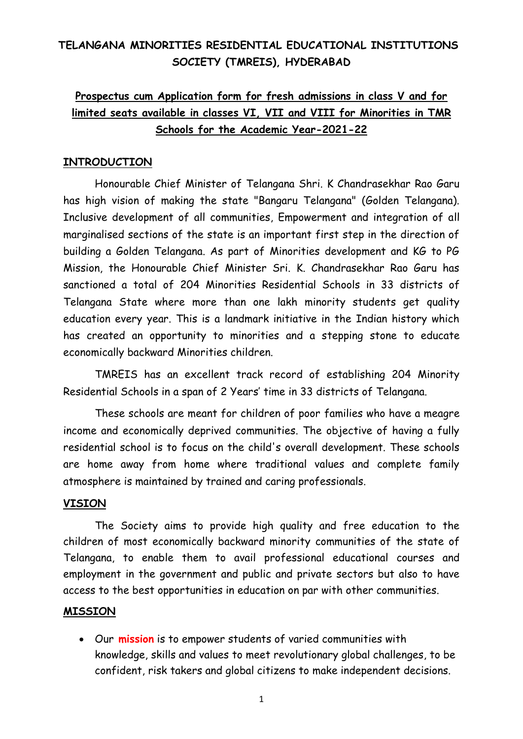# TELANGANA MINORITIES RESIDENTIAL EDUCATIONAL INSTITUTIONS SOCIETY (TMREIS), HYDERABAD

## Prospectus cum Application form for fresh admissions in class V and for limited seats available in classes VI, VII and VIII for Minorities in TMR Schools for the Academic Year-2021-22

### INTRODUCTION

Honourable Chief Minister of Telangana Shri. K Chandrasekhar Rao Garu has high vision of making the state "Bangaru Telangana" (Golden Telangana). Inclusive development of all communities, Empowerment and integration of all marginalised sections of the state is an important first step in the direction of building a Golden Telangana. As part of Minorities development and KG to PG Mission, the Honourable Chief Minister Sri. K. Chandrasekhar Rao Garu has sanctioned a total of 204 Minorities Residential Schools in 33 districts of Telangana State where more than one lakh minority students get quality education every year. This is a landmark initiative in the Indian history which has created an opportunity to minorities and a stepping stone to educate economically backward Minorities children.

TMREIS has an excellent track record of establishing 204 Minority Residential Schools in a span of 2 Years' time in 33 districts of Telangana.

These schools are meant for children of poor families who have a meagre income and economically deprived communities. The objective of having a fully residential school is to focus on the child's overall development. These schools are home away from home where traditional values and complete family atmosphere is maintained by trained and caring professionals.

### VISION

The Society aims to provide high quality and free education to the children of most economically backward minority communities of the state of Telangana, to enable them to avail professional educational courses and employment in the government and public and private sectors but also to have access to the best opportunities in education on par with other communities.

### MISSION

- Our **mission** is to empower students of varied communities with knowledge, skills and values to meet revolutionary global challenges, to be confident, risk takers and global citizens to make independent decisions.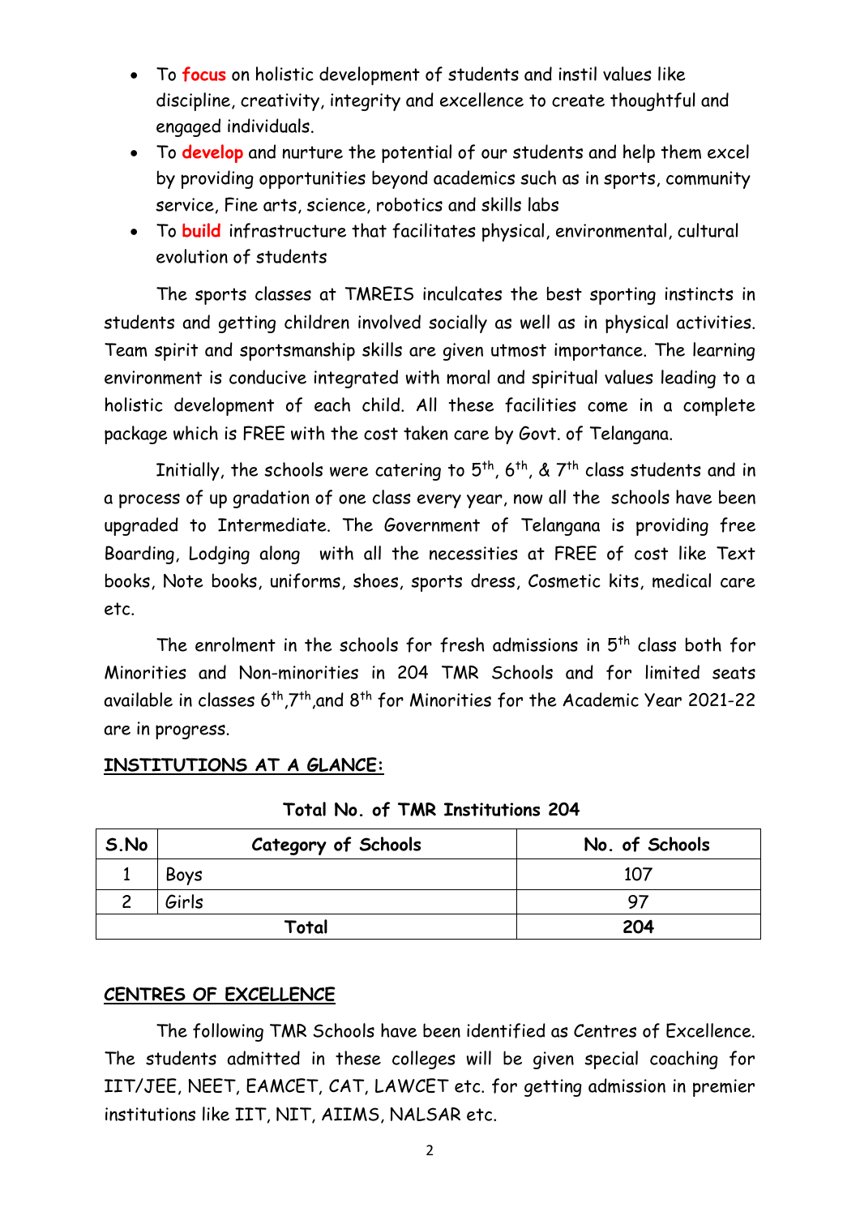- To **focus** on holistic development of students and instil values like discipline, creativity, integrity and excellence to create thoughtful and engaged individuals.
- To **develop** and nurture the potential of our students and help them excel by providing opportunities beyond academics such as in sports, community service, Fine arts, science, robotics and skills labs
- To **build** infrastructure that facilitates physical, environmental, cultural evolution of students

The sports classes at TMREIS inculcates the best sporting instincts in students and getting children involved socially as well as in physical activities. Team spirit and sportsmanship skills are given utmost importance. The learning environment is conducive integrated with moral and spiritual values leading to a holistic development of each child. All these facilities come in a complete package which is FREE with the cost taken care by Govt. of Telangana.

Initially, the schools were catering to 5th, 6th, & 7th class students and in a process of up gradation of one class every year, now all the schools have been upgraded to Intermediate. The Government of Telangana is providing free Boarding, Lodging along with all the necessities at FREE of cost like Text books, Note books, uniforms, shoes, sports dress, Cosmetic kits, medical care etc.

The enrolment in the schools for fresh admissions in 5th class both for Minorities and Non-minorities in 204 TMR Schools and for limited seats available in classes 6th,7th,and 8th for Minorities for the Academic Year 2021-22 are in progress.

## INSTITUTIONS AT A GLANCE:

**Total No. of TMR Institutions 204**

| S.No | Category of Schools | No. of Schools |
|---|---|---|
| 1 | Boys | 107 |
| 2 | Girls | 97 |
| **Total** | | **204** |

## CENTRES OF EXCELLENCE

The following TMR Schools have been identified as Centres of Excellence. The students admitted in these colleges will be given special coaching for IIT/JEE, NEET, EAMCET, CAT, LAWCET etc. for getting admission in premier institutions like IIT, NIT, AIIMS, NALSAR etc.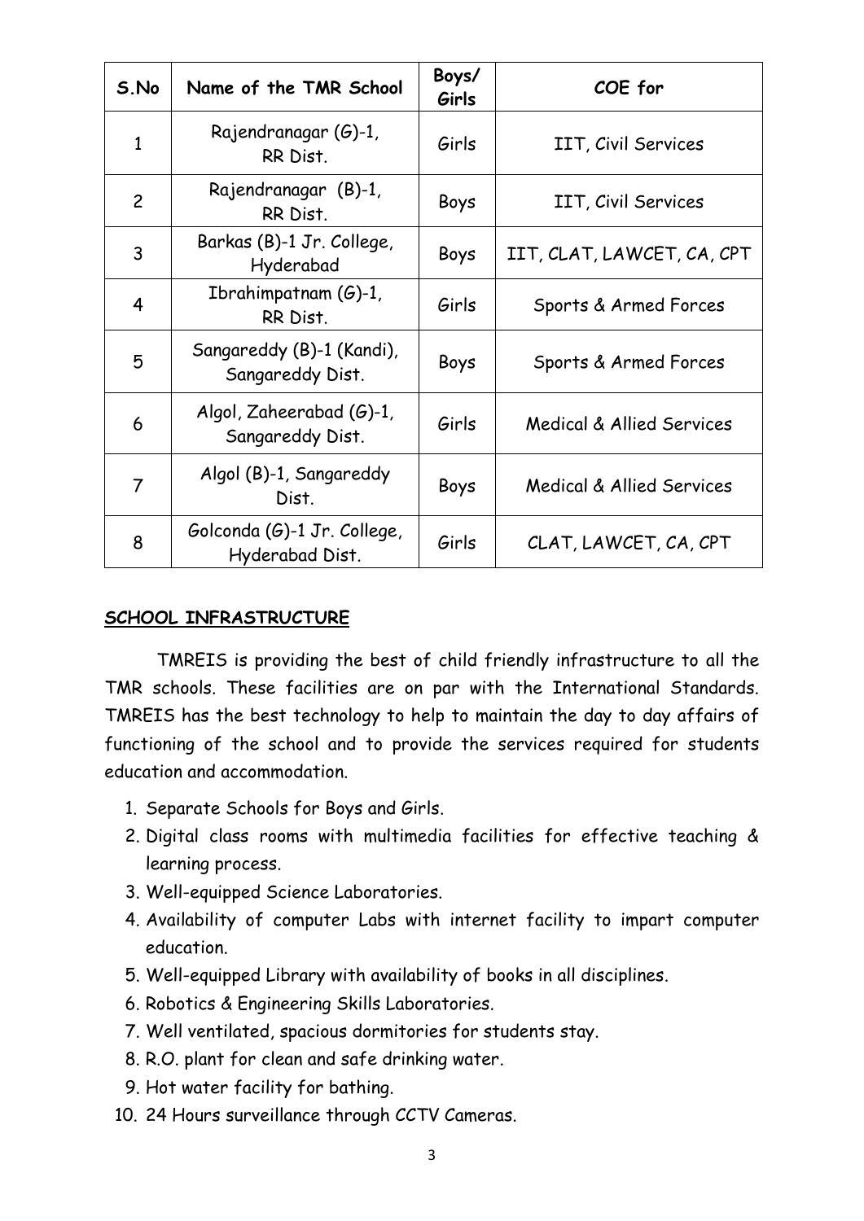| S.No | Name of the TMR School | Boys/ Girls | COE for |
|---|---|---|---|
| 1 | Rajendranagar (G)-1, RR Dist. | Girls | IIT, Civil Services |
| 2 | Rajendranagar (B)-1, RR Dist. | Boys | IIT, Civil Services |
| 3 | Barkas (B)-1 Jr. College, Hyderabad | Boys | IIT, CLAT, LAWCET, CA, CPT |
| 4 | Ibrahimpatnam (G)-1, RR Dist. | Girls | Sports & Armed Forces |
| 5 | Sangareddy (B)-1 (Kandi), Sangareddy Dist. | Boys | Sports & Armed Forces |
| 6 | Algol, Zaheerabad (G)-1, Sangareddy Dist. | Girls | Medical & Allied Services |
| 7 | Algol (B)-1, Sangareddy Dist. | Boys | Medical & Allied Services |
| 8 | Golconda (G)-1 Jr. College, Hyderabad Dist. | Girls | CLAT, LAWCET, CA, CPT |

## SCHOOL INFRASTRUCTURE

TMREIS is providing the best of child friendly infrastructure to all the TMR schools. These facilities are on par with the International Standards. TMREIS has the best technology to help to maintain the day to day affairs of functioning of the school and to provide the services required for students education and accommodation.

1. Separate Schools for Boys and Girls.
2. Digital class rooms with multimedia facilities for effective teaching & learning process.
3. Well-equipped Science Laboratories.
4. Availability of computer Labs with internet facility to impart computer education.
5. Well-equipped Library with availability of books in all disciplines.
6. Robotics & Engineering Skills Laboratories.
7. Well ventilated, spacious dormitories for students stay.
8. R.O. plant for clean and safe drinking water.
9. Hot water facility for bathing.
10. 24 Hours surveillance through CCTV Cameras.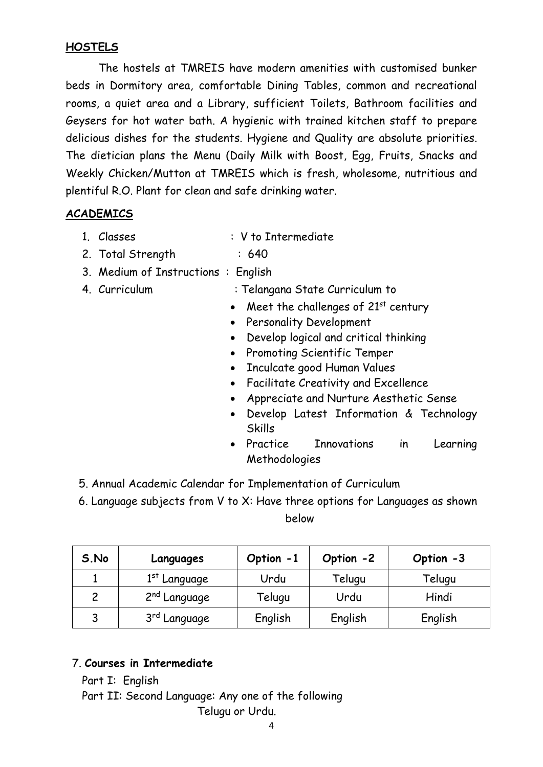## HOSTELS

The hostels at TMREIS have modern amenities with customised bunker beds in Dormitory area, comfortable Dining Tables, common and recreational rooms, a quiet area and a Library, sufficient Toilets, Bathroom facilities and Geysers for hot water bath. A hygienic with trained kitchen staff to prepare delicious dishes for the students. Hygiene and Quality are absolute priorities. The dietician plans the Menu (Daily Milk with Boost, Egg, Fruits, Snacks and Weekly Chicken/Mutton at TMREIS which is fresh, wholesome, nutritious and plentiful R.O. Plant for clean and safe drinking water.

## ACADEMICS

1. Classes : V to Intermediate
2. Total Strength : 640
3. Medium of Instructions : English
4. Curriculum : Telangana State Curriculum to
   - Meet the challenges of 21st century
   - Personality Development
   - Develop logical and critical thinking
   - Promoting Scientific Temper
   - Inculcate good Human Values
   - Facilitate Creativity and Excellence
   - Appreciate and Nurture Aesthetic Sense
   - Develop Latest Information & Technology Skills
   - Practice Innovations in Learning Methodologies
5. Annual Academic Calendar for Implementation of Curriculum
6. Language subjects from V to X: Have three options for Languages as shown below

| S.No | Languages | Option -1 | Option -2 | Option -3 |
|---|---|---|---|---|
| 1 | 1st Language | Urdu | Telugu | Telugu |
| 2 | 2nd Language | Telugu | Urdu | Hindi |
| 3 | 3rd Language | English | English | English |

7. **Courses in Intermediate**

Part I: English

Part II: Second Language: Any one of the following

Telugu or Urdu.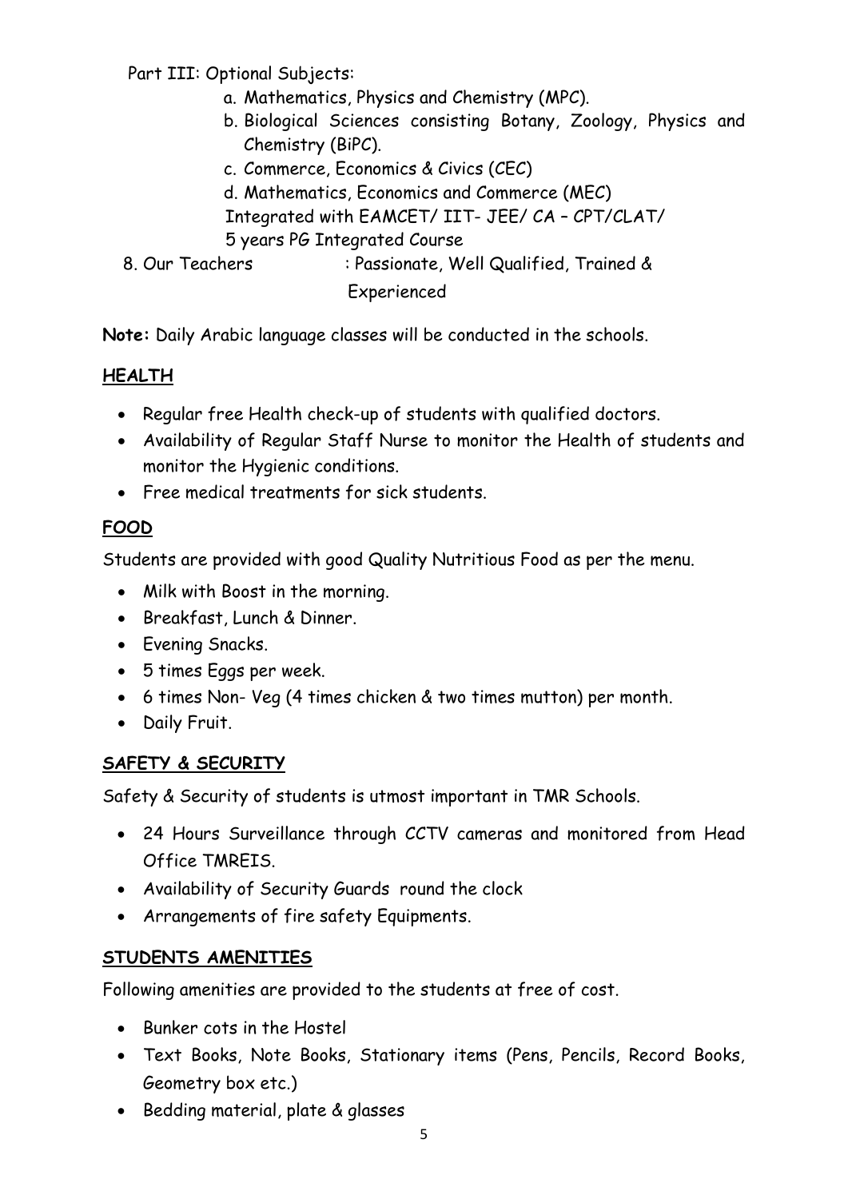Part III: Optional Subjects:

a. Mathematics, Physics and Chemistry (MPC).
b. Biological Sciences consisting Botany, Zoology, Physics and Chemistry (BiPC).
c. Commerce, Economics & Civics (CEC)
d. Mathematics, Economics and Commerce (MEC)

Integrated with EAMCET/ IIT- JEE/ CA – CPT/CLAT/ 5 years PG Integrated Course

8. Our Teachers : Passionate, Well Qualified, Trained & Experienced

**Note:** Daily Arabic language classes will be conducted in the schools.

## HEALTH

- Regular free Health check-up of students with qualified doctors.
- Availability of Regular Staff Nurse to monitor the Health of students and monitor the Hygienic conditions.
- Free medical treatments for sick students.

## FOOD

Students are provided with good Quality Nutritious Food as per the menu.

- Milk with Boost in the morning.
- Breakfast, Lunch & Dinner.
- Evening Snacks.
- 5 times Eggs per week.
- 6 times Non- Veg (4 times chicken & two times mutton) per month.
- Daily Fruit.

## SAFETY & SECURITY

Safety & Security of students is utmost important in TMR Schools.

- 24 Hours Surveillance through CCTV cameras and monitored from Head Office TMREIS.
- Availability of Security Guards round the clock
- Arrangements of fire safety Equipments.

## STUDENTS AMENITIES

Following amenities are provided to the students at free of cost.

- Bunker cots in the Hostel
- Text Books, Note Books, Stationary items (Pens, Pencils, Record Books, Geometry box etc.)
- Bedding material, plate & glasses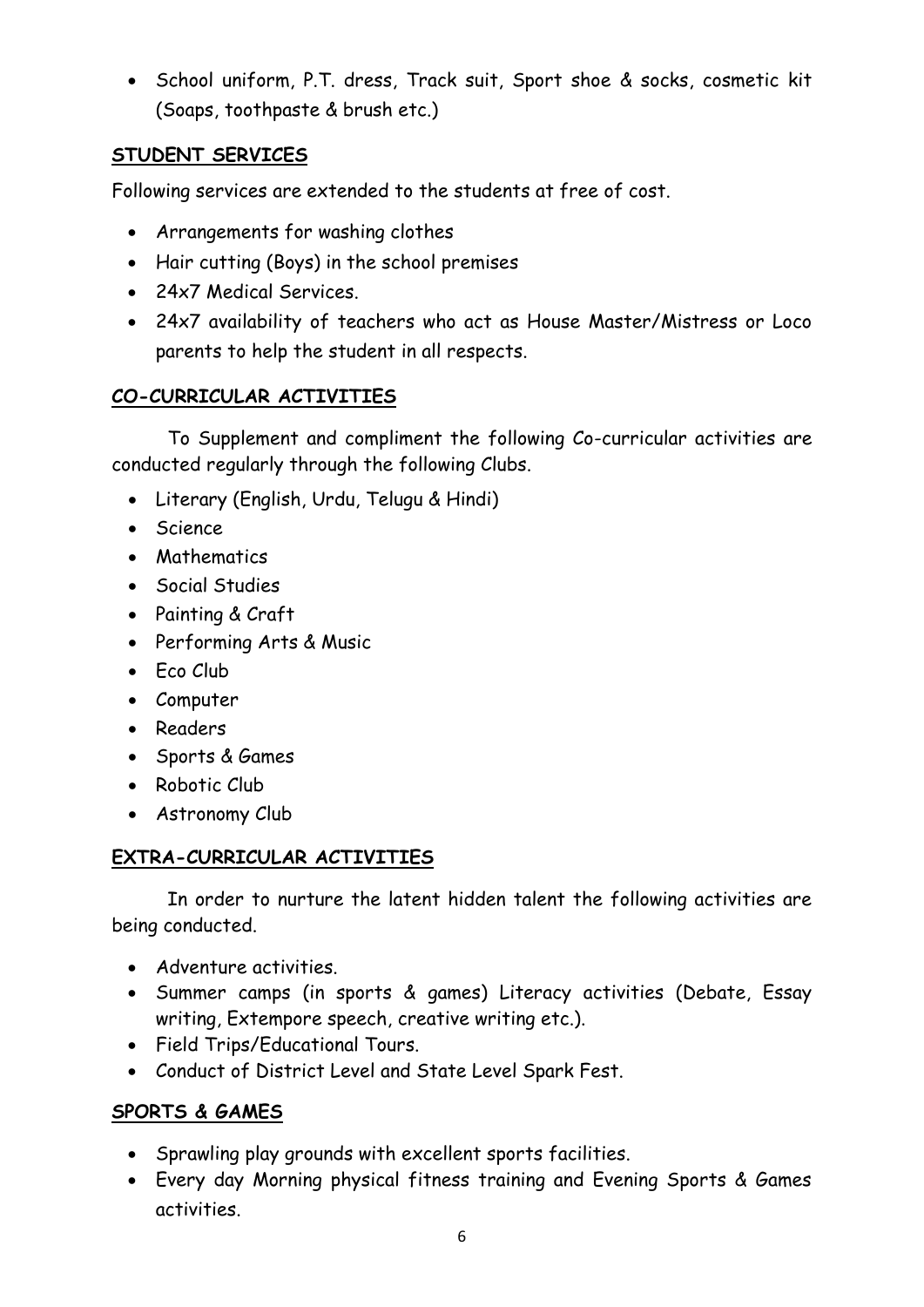- School uniform, P.T. dress, Track suit, Sport shoe & socks, cosmetic kit (Soaps, toothpaste & brush etc.)

## STUDENT SERVICES

Following services are extended to the students at free of cost.

- Arrangements for washing clothes
- Hair cutting (Boys) in the school premises
- 24x7 Medical Services.
- 24x7 availability of teachers who act as House Master/Mistress or Loco parents to help the student in all respects.

## CO-CURRICULAR ACTIVITIES

To Supplement and compliment the following Co-curricular activities are conducted regularly through the following Clubs.

- Literary (English, Urdu, Telugu & Hindi)
- Science
- Mathematics
- Social Studies
- Painting & Craft
- Performing Arts & Music
- Eco Club
- Computer
- Readers
- Sports & Games
- Robotic Club
- Astronomy Club

## EXTRA-CURRICULAR ACTIVITIES

In order to nurture the latent hidden talent the following activities are being conducted.

- Adventure activities.
- Summer camps (in sports & games) Literacy activities (Debate, Essay writing, Extempore speech, creative writing etc.).
- Field Trips/Educational Tours.
- Conduct of District Level and State Level Spark Fest.

## SPORTS & GAMES

- Sprawling play grounds with excellent sports facilities.
- Every day Morning physical fitness training and Evening Sports & Games activities.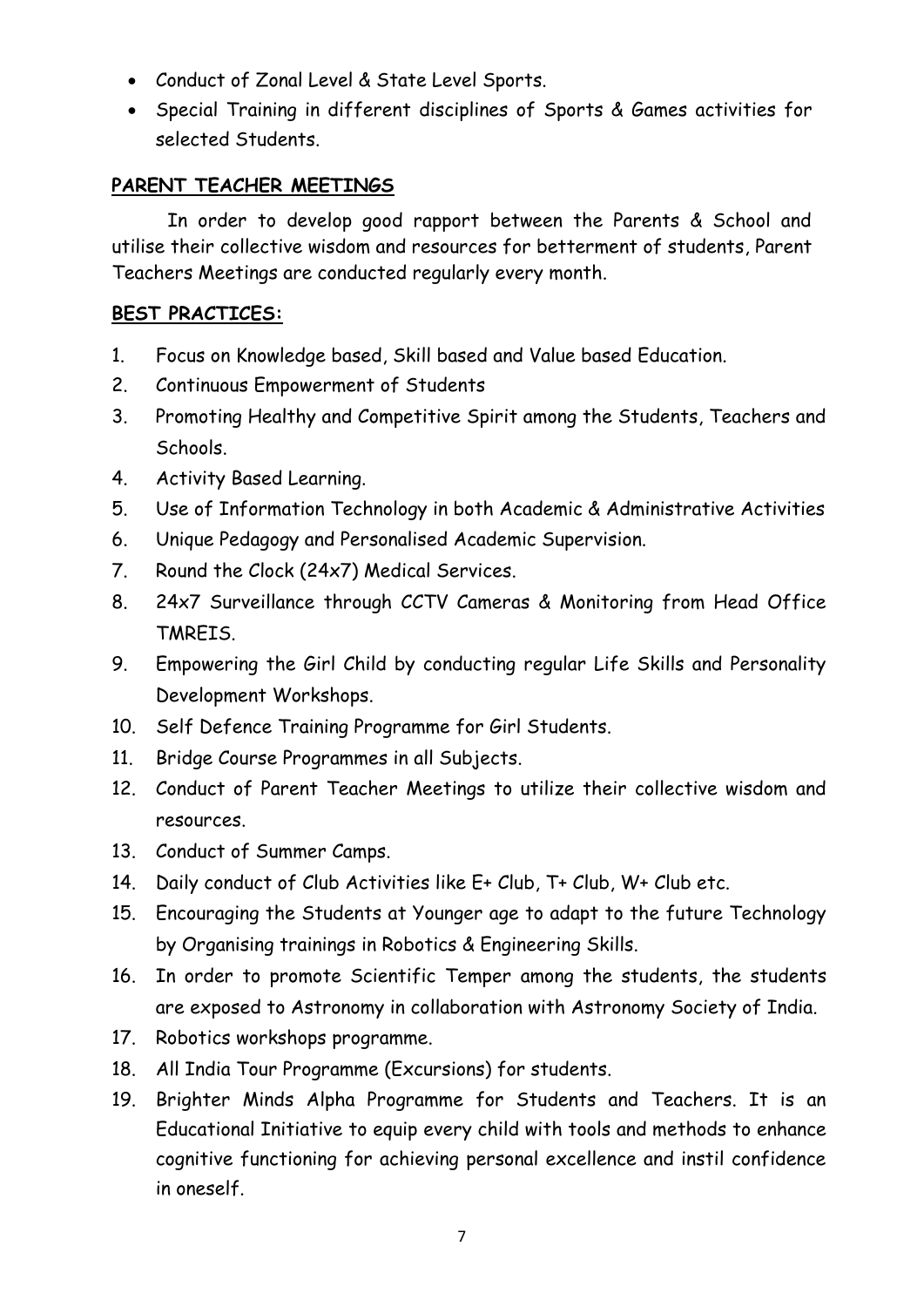- Conduct of Zonal Level & State Level Sports.
- Special Training in different disciplines of Sports & Games activities for selected Students.

## PARENT TEACHER MEETINGS

In order to develop good rapport between the Parents & School and utilise their collective wisdom and resources for betterment of students, Parent Teachers Meetings are conducted regularly every month.

## BEST PRACTICES:

1. Focus on Knowledge based, Skill based and Value based Education.
2. Continuous Empowerment of Students
3. Promoting Healthy and Competitive Spirit among the Students, Teachers and Schools.
4. Activity Based Learning.
5. Use of Information Technology in both Academic & Administrative Activities
6. Unique Pedagogy and Personalised Academic Supervision.
7. Round the Clock (24x7) Medical Services.
8. 24x7 Surveillance through CCTV Cameras & Monitoring from Head Office TMREIS.
9. Empowering the Girl Child by conducting regular Life Skills and Personality Development Workshops.
10. Self Defence Training Programme for Girl Students.
11. Bridge Course Programmes in all Subjects.
12. Conduct of Parent Teacher Meetings to utilize their collective wisdom and resources.
13. Conduct of Summer Camps.
14. Daily conduct of Club Activities like E+ Club, T+ Club, W+ Club etc.
15. Encouraging the Students at Younger age to adapt to the future Technology by Organising trainings in Robotics & Engineering Skills.
16. In order to promote Scientific Temper among the students, the students are exposed to Astronomy in collaboration with Astronomy Society of India.
17. Robotics workshops programme.
18. All India Tour Programme (Excursions) for students.
19. Brighter Minds Alpha Programme for Students and Teachers. It is an Educational Initiative to equip every child with tools and methods to enhance cognitive functioning for achieving personal excellence and instil confidence in oneself.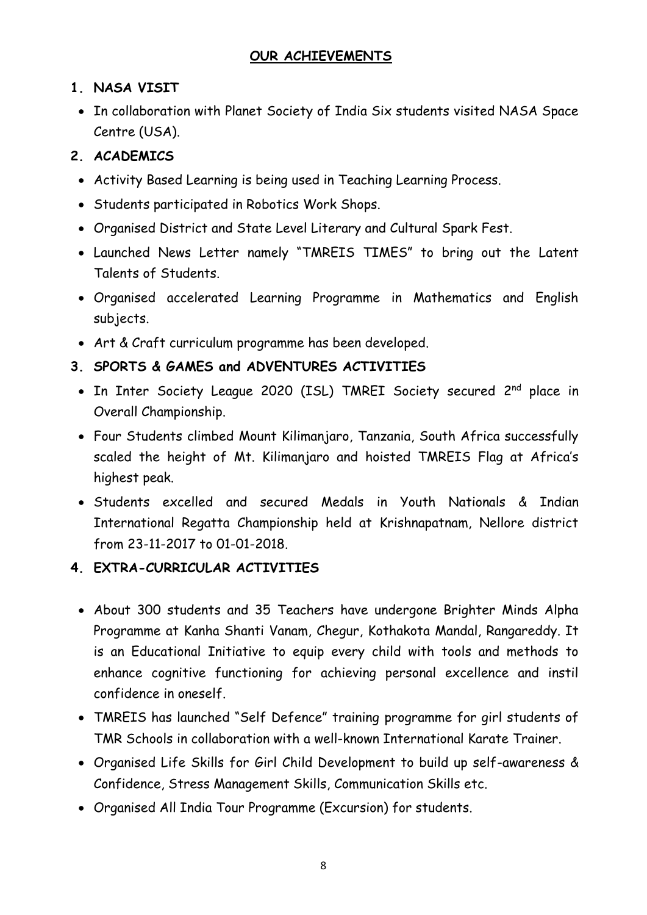## OUR ACHIEVEMENTS

### 1. NASA VISIT

- In collaboration with Planet Society of India Six students visited NASA Space Centre (USA).

### 2. ACADEMICS

- Activity Based Learning is being used in Teaching Learning Process.
- Students participated in Robotics Work Shops.
- Organised District and State Level Literary and Cultural Spark Fest.
- Launched News Letter namely "TMREIS TIMES" to bring out the Latent Talents of Students.
- Organised accelerated Learning Programme in Mathematics and English subjects.
- Art & Craft curriculum programme has been developed.

### 3. SPORTS & GAMES and ADVENTURES ACTIVITIES

- In Inter Society League 2020 (ISL) TMREI Society secured 2nd place in Overall Championship.
- Four Students climbed Mount Kilimanjaro, Tanzania, South Africa successfully scaled the height of Mt. Kilimanjaro and hoisted TMREIS Flag at Africa's highest peak.
- Students excelled and secured Medals in Youth Nationals & Indian International Regatta Championship held at Krishnapatnam, Nellore district from 23-11-2017 to 01-01-2018.

### 4. EXTRA-CURRICULAR ACTIVITIES

- About 300 students and 35 Teachers have undergone Brighter Minds Alpha Programme at Kanha Shanti Vanam, Chegur, Kothakota Mandal, Rangareddy. It is an Educational Initiative to equip every child with tools and methods to enhance cognitive functioning for achieving personal excellence and instil confidence in oneself.
- TMREIS has launched "Self Defence" training programme for girl students of TMR Schools in collaboration with a well-known International Karate Trainer.
- Organised Life Skills for Girl Child Development to build up self-awareness & Confidence, Stress Management Skills, Communication Skills etc.
- Organised All India Tour Programme (Excursion) for students.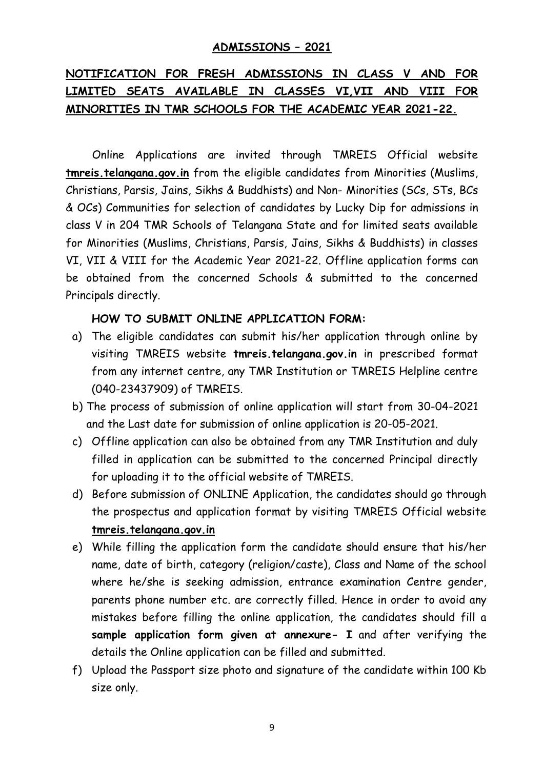**ADMISSIONS – 2021**

**NOTIFICATION FOR FRESH ADMISSIONS IN CLASS V AND FOR LIMITED SEATS AVAILABLE IN CLASSES VI,VII AND VIII FOR MINORITIES IN TMR SCHOOLS FOR THE ACADEMIC YEAR 2021-22.**

Online Applications are invited through TMREIS Official website **tmreis.telangana.gov.in** from the eligible candidates from Minorities (Muslims, Christians, Parsis, Jains, Sikhs & Buddhists) and Non- Minorities (SCs, STs, BCs & OCs) Communities for selection of candidates by Lucky Dip for admissions in class V in 204 TMR Schools of Telangana State and for limited seats available for Minorities (Muslims, Christians, Parsis, Jains, Sikhs & Buddhists) in classes VI, VII & VIII for the Academic Year 2021-22. Offline application forms can be obtained from the concerned Schools & submitted to the concerned Principals directly.

**HOW TO SUBMIT ONLINE APPLICATION FORM:**

a) The eligible candidates can submit his/her application through online by visiting TMREIS website **tmreis.telangana.gov.in** in prescribed format from any internet centre, any TMR Institution or TMREIS Helpline centre (040-23437909) of TMREIS.

b) The process of submission of online application will start from 30-04-2021 and the Last date for submission of online application is 20-05-2021.

c) Offline application can also be obtained from any TMR Institution and duly filled in application can be submitted to the concerned Principal directly for uploading it to the official website of TMREIS.

d) Before submission of ONLINE Application, the candidates should go through the prospectus and application format by visiting TMREIS Official website **tmreis.telangana.gov.in**

e) While filling the application form the candidate should ensure that his/her name, date of birth, category (religion/caste), Class and Name of the school where he/she is seeking admission, entrance examination Centre gender, parents phone number etc. are correctly filled. Hence in order to avoid any mistakes before filling the online application, the candidates should fill a **sample application form given at annexure- I** and after verifying the details the Online application can be filled and submitted.

f) Upload the Passport size photo and signature of the candidate within 100 Kb size only.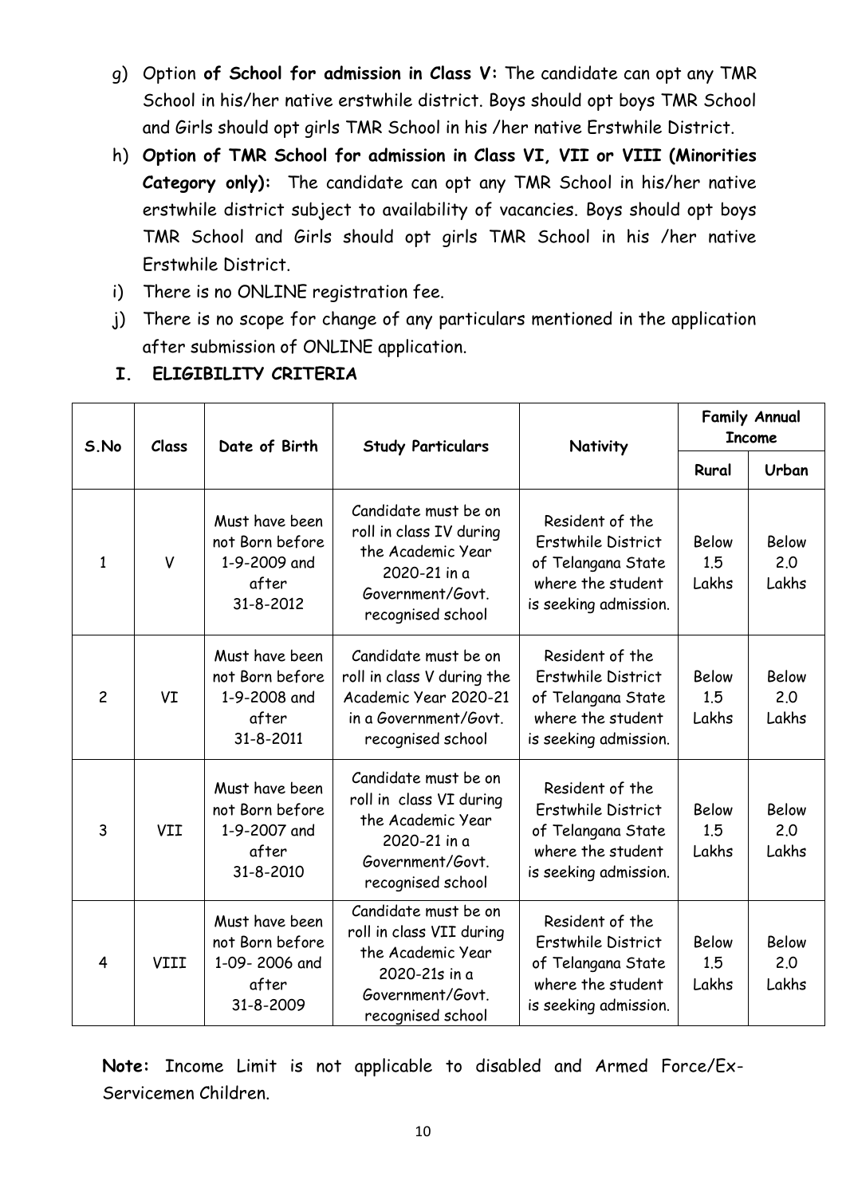g) Option **of School for admission in Class V:** The candidate can opt any TMR School in his/her native erstwhile district. Boys should opt boys TMR School and Girls should opt girls TMR School in his /her native Erstwhile District.

h) **Option of TMR School for admission in Class VI, VII or VIII (Minorities Category only):** The candidate can opt any TMR School in his/her native erstwhile district subject to availability of vacancies. Boys should opt boys TMR School and Girls should opt girls TMR School in his /her native Erstwhile District.

i) There is no ONLINE registration fee.

j) There is no scope for change of any particulars mentioned in the application after submission of ONLINE application.

## I. ELIGIBILITY CRITERIA

| S.No | Class | Date of Birth | Study Particulars | Nativity | Family Annual Income | |
|---|---|---|---|---|---|---|
| | | | | | Rural | Urban |
| 1 | V | Must have been not Born before 1-9-2009 and after 31-8-2012 | Candidate must be on roll in class IV during the Academic Year 2020-21 in a Government/Govt. recognised school | Resident of the Erstwhile District of Telangana State where the student is seeking admission. | Below 1.5 Lakhs | Below 2.0 Lakhs |
| 2 | VI | Must have been not Born before 1-9-2008 and after 31-8-2011 | Candidate must be on roll in class V during the Academic Year 2020-21 in a Government/Govt. recognised school | Resident of the Erstwhile District of Telangana State where the student is seeking admission. | Below 1.5 Lakhs | Below 2.0 Lakhs |
| 3 | VII | Must have been not Born before 1-9-2007 and after 31-8-2010 | Candidate must be on roll in class VI during the Academic Year 2020-21 in a Government/Govt. recognised school | Resident of the Erstwhile District of Telangana State where the student is seeking admission. | Below 1.5 Lakhs | Below 2.0 Lakhs |
| 4 | VIII | Must have been not Born before 1-09- 2006 and after 31-8-2009 | Candidate must be on roll in class VII during the Academic Year 2020-21s in a Government/Govt. recognised school | Resident of the Erstwhile District of Telangana State where the student is seeking admission. | Below 1.5 Lakhs | Below 2.0 Lakhs |

**Note:** Income Limit is not applicable to disabled and Armed Force/Ex-Servicemen Children.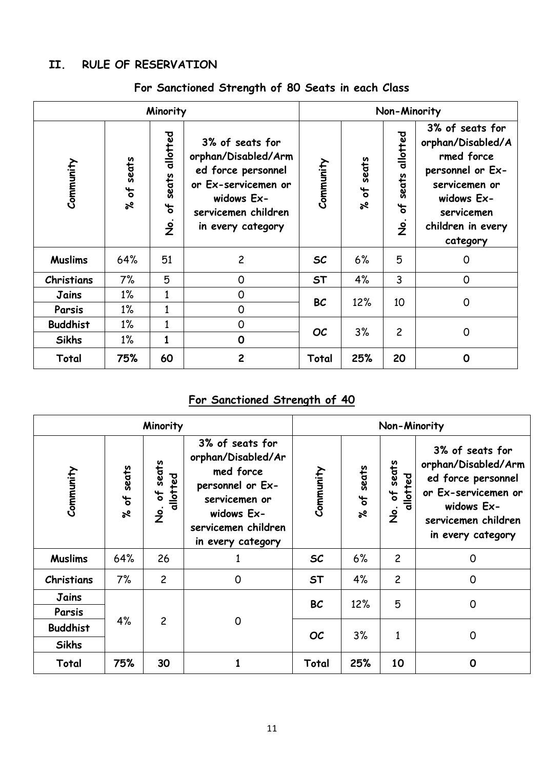## II. RULE OF RESERVATION

### For Sanctioned Strength of 80 Seats in each Class

| Minority | | | | Non-Minority | | | |
|---|---|---|---|---|---|---|---|
| Community | % of seats | No. of seats allotted | 3% of seats for orphan/Disabled/Armed force personnel or Ex-servicemen or widows Ex-servicemen children in every category | Community | % of seats | No. of seats allotted | 3% of seats for orphan/Disabled/Armed force personnel or Ex-servicemen or widows Ex-servicemen children in every category |
| **Muslims** | 64% | 51 | 2 | **SC** | 6% | 5 | 0 |
| **Christians** | 7% | 5 | 0 | **ST** | 4% | 3 | 0 |
| **Jains** | 1% | 1 | 0 | **BC** | 12% | 10 | 0 |
| **Parsis** | 1% | 1 | 0 | | | | |
| **Buddhist** | 1% | 1 | 0 | **OC** | 3% | 2 | 0 |
| **Sikhs** | 1% | **1** | **0** | | | | |
| **Total** | **75%** | **60** | **2** | **Total** | **25%** | **20** | **0** |

### For Sanctioned Strength of 40

| Minority | | | | Non-Minority | | | |
|---|---|---|---|---|---|---|---|
| Community | % of seats | No. of seats allotted | 3% of seats for orphan/Disabled/Armed force personnel or Ex-servicemen or widows Ex-servicemen children in every category | Community | % of seats | No. of seats allotted | 3% of seats for orphan/Disabled/Armed force personnel or Ex-servicemen or widows Ex-servicemen children in every category |
| **Muslims** | 64% | 26 | 1 | **SC** | 6% | 2 | 0 |
| **Christians** | 7% | 2 | 0 | **ST** | 4% | 2 | 0 |
| **Jains** | 4% | 2 | 0 | **BC** | 12% | 5 | 0 |
| **Parsis** | | | | | | | |
| **Buddhist** | | | | **OC** | 3% | 1 | 0 |
| **Sikhs** | | | | | | | |
| **Total** | **75%** | **30** | **1** | **Total** | **25%** | **10** | **0** |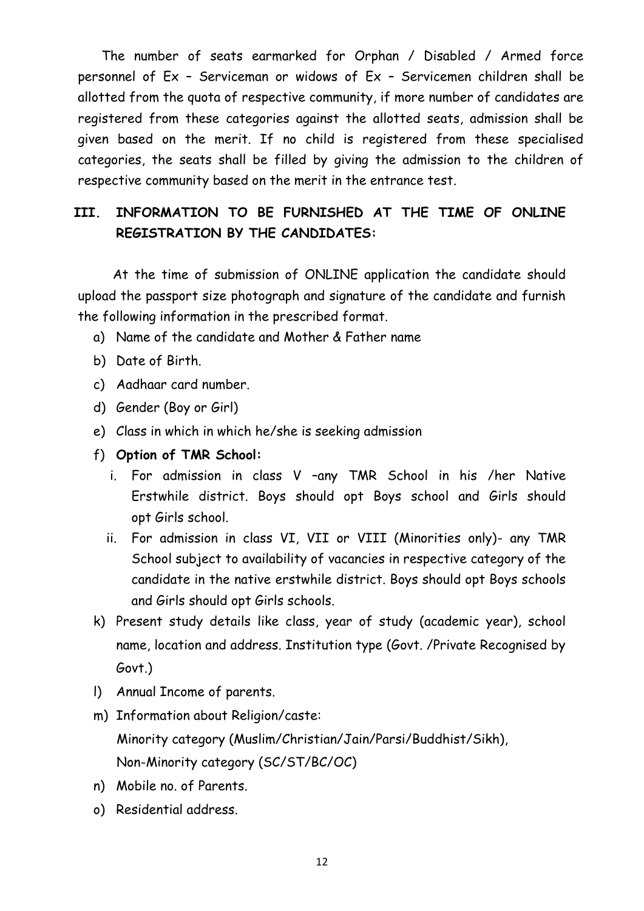The number of seats earmarked for Orphan / Disabled / Armed force personnel of Ex – Serviceman or widows of Ex – Servicemen children shall be allotted from the quota of respective community, if more number of candidates are registered from these categories against the allotted seats, admission shall be given based on the merit. If no child is registered from these specialised categories, the seats shall be filled by giving the admission to the children of respective community based on the merit in the entrance test.

## III. INFORMATION TO BE FURNISHED AT THE TIME OF ONLINE REGISTRATION BY THE CANDIDATES:

At the time of submission of ONLINE application the candidate should upload the passport size photograph and signature of the candidate and furnish the following information in the prescribed format.

a) Name of the candidate and Mother & Father name
b) Date of Birth.
c) Aadhaar card number.
d) Gender (Boy or Girl)
e) Class in which in which he/she is seeking admission
f) **Option of TMR School:**
   i. For admission in class V –any TMR School in his /her Native Erstwhile district. Boys should opt Boys school and Girls should opt Girls school.
   ii. For admission in class VI, VII or VIII (Minorities only)- any TMR School subject to availability of vacancies in respective category of the candidate in the native erstwhile district. Boys should opt Boys schools and Girls should opt Girls schools.
k) Present study details like class, year of study (academic year), school name, location and address. Institution type (Govt. /Private Recognised by Govt.)
l) Annual Income of parents.
m) Information about Religion/caste:
   Minority category (Muslim/Christian/Jain/Parsi/Buddhist/Sikh),
   Non-Minority category (SC/ST/BC/OC)
n) Mobile no. of Parents.
o) Residential address.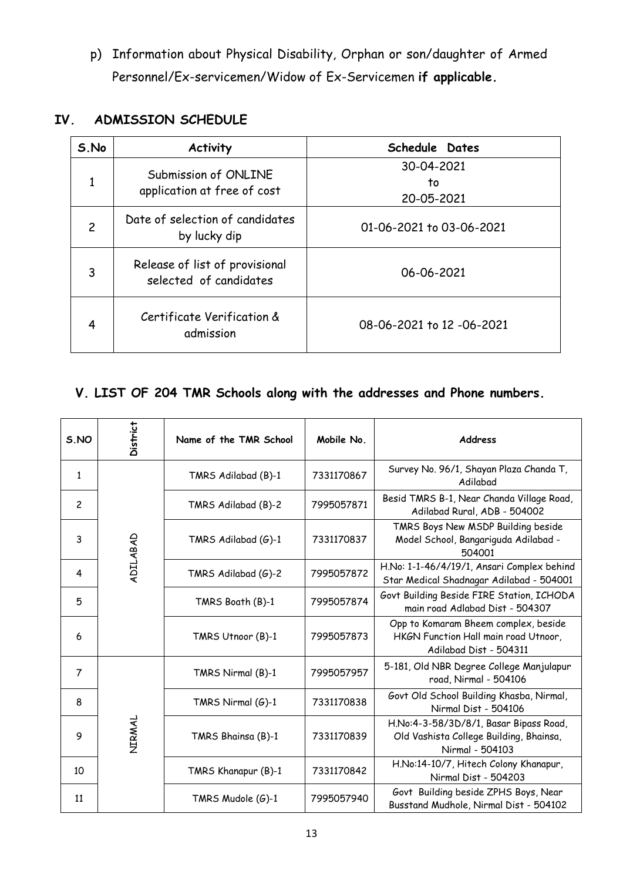p) Information about Physical Disability, Orphan or son/daughter of Armed Personnel/Ex-servicemen/Widow of Ex-Servicemen **if applicable.**

## IV. ADMISSION SCHEDULE

| S.No | Activity | Schedule Dates |
|---|---|---|
| 1 | Submission of ONLINE application at free of cost | 30-04-2021 to 20-05-2021 |
| 2 | Date of selection of candidates by lucky dip | 01-06-2021 to 03-06-2021 |
| 3 | Release of list of provisional selected of candidates | 06-06-2021 |
| 4 | Certificate Verification & admission | 08-06-2021 to 12 -06-2021 |

## V. LIST OF 204 TMR Schools along with the addresses and Phone numbers.

| S.NO | District | Name of the TMR School | Mobile No. | Address |
|---|---|---|---|---|
| 1 | ADILABAD | TMRS Adilabad (B)-1 | 7331170867 | Survey No. 96/1, Shayan Plaza Chanda T, Adilabad |
| 2 | | TMRS Adilabad (B)-2 | 7995057871 | Besid TMRS B-1, Near Chanda Village Road, Adilabad Rural, ADB - 504002 |
| 3 | | TMRS Adilabad (G)-1 | 7331170837 | TMRS Boys New MSDP Building beside Model School, Bangariguda Adilabad - 504001 |
| 4 | | TMRS Adilabad (G)-2 | 7995057872 | H.No: 1-1-46/4/19/1, Ansari Complex behind Star Medical Shadnagar Adilabad - 504001 |
| 5 | | TMRS Boath (B)-1 | 7995057874 | Govt Building Beside FIRE Station, ICHODA main road Adlabad Dist - 504307 |
| 6 | | TMRS Utnoor (B)-1 | 7995057873 | Opp to Komaram Bheem complex, beside HKGN Function Hall main road Utnoor, Adilabad Dist - 504311 |
| 7 | NIRMAL | TMRS Nirmal (B)-1 | 7995057957 | 5-181, Old NBR Degree College Manjulapur road, Nirmal - 504106 |
| 8 | | TMRS Nirmal (G)-1 | 7331170838 | Govt Old School Building Khasba, Nirmal, Nirmal Dist - 504106 |
| 9 | | TMRS Bhainsa (B)-1 | 7331170839 | H.No:4-3-58/3D/8/1, Basar Bipass Road, Old Vashista College Building, Bhainsa, Nirmal - 504103 |
| 10 | | TMRS Khanapur (B)-1 | 7331170842 | H.No:14-10/7, Hitech Colony Khanapur, Nirmal Dist - 504203 |
| 11 | | TMRS Mudole (G)-1 | 7995057940 | Govt Building beside ZPHS Boys, Near Busstand Mudhole, Nirmal Dist - 504102 |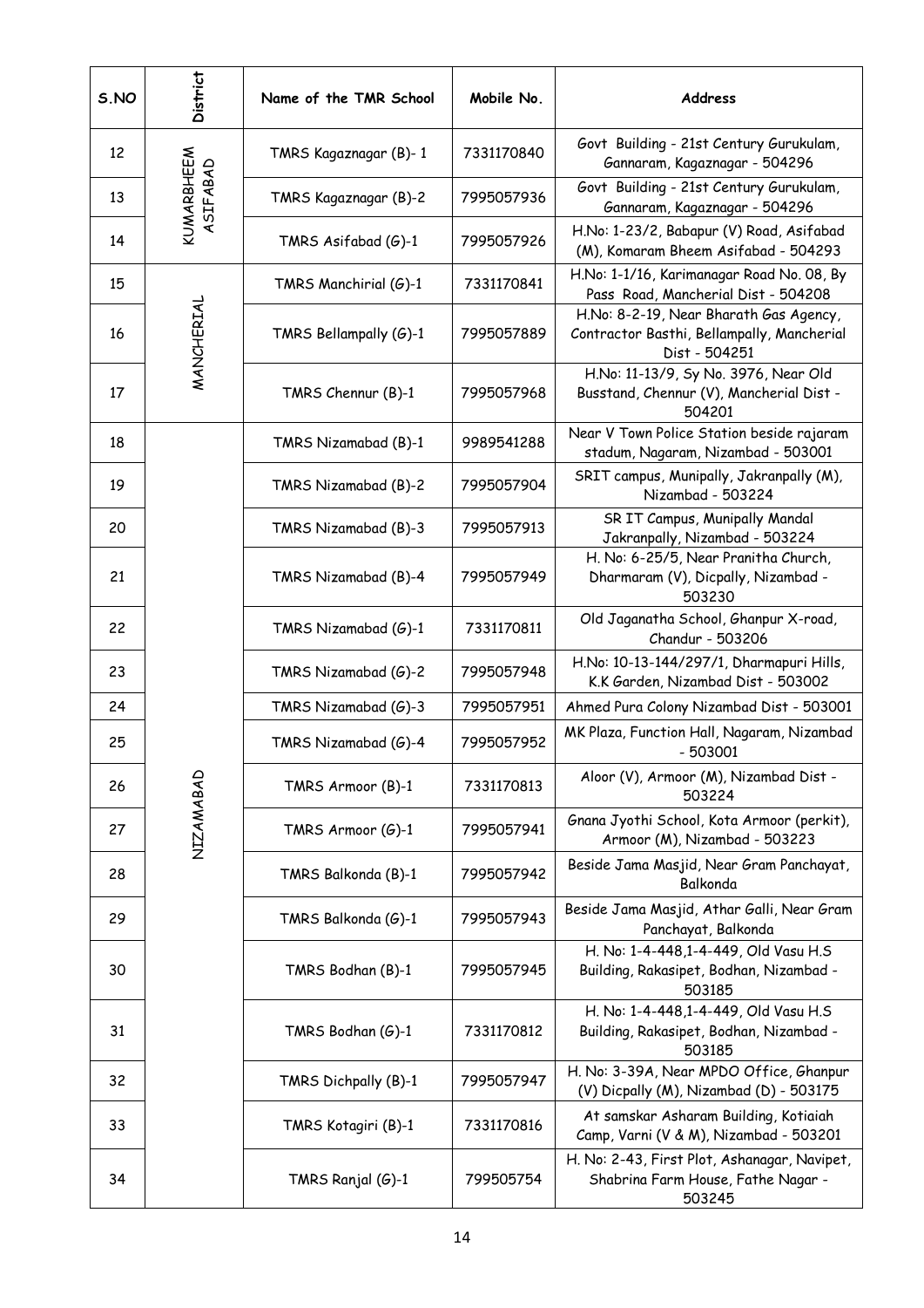| S.NO | District | Name of the TMR School | Mobile No. | Address |
|---|---|---|---|---|
| 12 | KUMARBHEEM ASIFABAD | TMRS Kagaznagar (B)- 1 | 7331170840 | Govt Building - 21st Century Gurukulam, Gannaram, Kagaznagar - 504296 |
| 13 | | TMRS Kagaznagar (B)-2 | 7995057936 | Govt Building - 21st Century Gurukulam, Gannaram, Kagaznagar - 504296 |
| 14 | | TMRS Asifabad (G)-1 | 7995057926 | H.No: 1-23/2, Babapur (V) Road, Asifabad (M), Komaram Bheem Asifabad - 504293 |
| 15 | MANCHERIAL | TMRS Manchirial (G)-1 | 7331170841 | H.No: 1-1/16, Karimanagar Road No. 08, By Pass Road, Mancherial Dist - 504208 |
| 16 | | TMRS Bellampally (G)-1 | 7995057889 | H.No: 8-2-19, Near Bharath Gas Agency, Contractor Basthi, Bellampally, Mancherial Dist - 504251 |
| 17 | | TMRS Chennur (B)-1 | 7995057968 | H.No: 11-13/9, Sy No. 3976, Near Old Busstand, Chennur (V), Mancherial Dist - 504201 |
| 18 | NIZAMABAD | TMRS Nizamabad (B)-1 | 9989541288 | Near V Town Police Station beside rajaram stadum, Nagaram, Nizambad - 503001 |
| 19 | | TMRS Nizamabad (B)-2 | 7995057904 | SRIT campus, Munipally, Jakranpally (M), Nizambad - 503224 |
| 20 | | TMRS Nizamabad (B)-3 | 7995057913 | SR IT Campus, Munipally Mandal Jakranpally, Nizambad - 503224 |
| 21 | | TMRS Nizamabad (B)-4 | 7995057949 | H. No: 6-25/5, Near Pranitha Church, Dharmaram (V), Dicpally, Nizambad - 503230 |
| 22 | | TMRS Nizamabad (G)-1 | 7331170811 | Old Jaganatha School, Ghanpur X-road, Chandur - 503206 |
| 23 | | TMRS Nizamabad (G)-2 | 7995057948 | H.No: 10-13-144/297/1, Dharmapuri Hills, K.K Garden, Nizambad Dist - 503002 |
| 24 | | TMRS Nizamabad (G)-3 | 7995057951 | Ahmed Pura Colony Nizambad Dist - 503001 |
| 25 | | TMRS Nizamabad (G)-4 | 7995057952 | MK Plaza, Function Hall, Nagaram, Nizambad - 503001 |
| 26 | | TMRS Armoor (B)-1 | 7331170813 | Aloor (V), Armoor (M), Nizambad Dist - 503224 |
| 27 | | TMRS Armoor (G)-1 | 7995057941 | Gnana Jyothi School, Kota Armoor (perkit), Armoor (M), Nizambad - 503223 |
| 28 | | TMRS Balkonda (B)-1 | 7995057942 | Beside Jama Masjid, Near Gram Panchayat, Balkonda |
| 29 | | TMRS Balkonda (G)-1 | 7995057943 | Beside Jama Masjid, Athar Galli, Near Gram Panchayat, Balkonda |
| 30 | | TMRS Bodhan (B)-1 | 7995057945 | H. No: 1-4-448,1-4-449, Old Vasu H.S Building, Rakasipet, Bodhan, Nizambad - 503185 |
| 31 | | TMRS Bodhan (G)-1 | 7331170812 | H. No: 1-4-448,1-4-449, Old Vasu H.S Building, Rakasipet, Bodhan, Nizambad - 503185 |
| 32 | | TMRS Dichpally (B)-1 | 7995057947 | H. No: 3-39A, Near MPDO Office, Ghanpur (V) Dicpally (M), Nizambad (D) - 503175 |
| 33 | | TMRS Kotagiri (B)-1 | 7331170816 | At samskar Asharam Building, Kotiaiah Camp, Varni (V & M), Nizambad - 503201 |
| 34 | | TMRS Ranjal (G)-1 | 799505754 | H. No: 2-43, First Plot, Ashanagar, Navipet, Shabrina Farm House, Fathe Nagar - 503245 |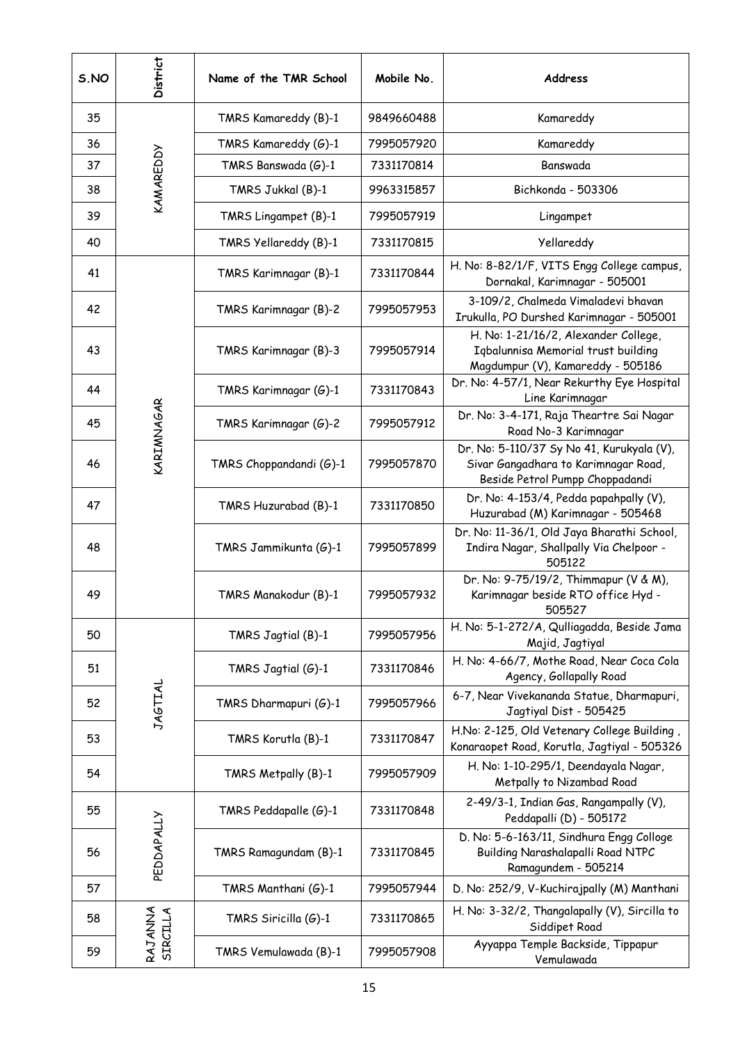| S.NO | District | Name of the TMR School | Mobile No. | Address |
|---|---|---|---|---|
| 35 | KAMAREDDY | TMRS Kamareddy (B)-1 | 9849660488 | Kamareddy |
| 36 | | TMRS Kamareddy (G)-1 | 7995057920 | Kamareddy |
| 37 | | TMRS Banswada (G)-1 | 7331170814 | Banswada |
| 38 | | TMRS Jukkal (B)-1 | 9963315857 | Bichkonda - 503306 |
| 39 | | TMRS Lingampet (B)-1 | 7995057919 | Lingampet |
| 40 | | TMRS Yellareddy (B)-1 | 7331170815 | Yellareddy |
| 41 | KARIMNAGAR | TMRS Karimnagar (B)-1 | 7331170844 | H. No: 8-82/1/F, VITS Engg College campus, Dornakal, Karimnagar - 505001 |
| 42 | | TMRS Karimnagar (B)-2 | 7995057953 | 3-109/2, Chalmeda Vimaladevi bhavan Irukulla, PO Durshed Karimnagar - 505001 |
| 43 | | TMRS Karimnagar (B)-3 | 7995057914 | H. No: 1-21/16/2, Alexander College, Iqbalunnisa Memorial trust building Magdumpur (V), Kamareddy - 505186 |
| 44 | | TMRS Karimnagar (G)-1 | 7331170843 | Dr. No: 4-57/1, Near Rekurthy Eye Hospital Line Karimnagar |
| 45 | | TMRS Karimnagar (G)-2 | 7995057912 | Dr. No: 3-4-171, Raja Theartre Sai Nagar Road No-3 Karimnagar |
| 46 | | TMRS Choppandandi (G)-1 | 7995057870 | Dr. No: 5-110/37 Sy No 41, Kurukyala (V), Sivar Gangadhara to Karimnagar Road, Beside Petrol Pumpp Choppadandi |
| 47 | | TMRS Huzurabad (B)-1 | 7331170850 | Dr. No: 4-153/4, Pedda papahpally (V), Huzurabad (M) Karimnagar - 505468 |
| 48 | | TMRS Jammikunta (G)-1 | 7995057899 | Dr. No: 11-36/1, Old Jaya Bharathi School, Indira Nagar, Shallpally Via Chelpoor - 505122 |
| 49 | | TMRS Manakodur (B)-1 | 7995057932 | Dr. No: 9-75/19/2, Thimmapur (V & M), Karimnagar beside RTO office Hyd - 505527 |
| 50 | JAGTIAL | TMRS Jagtial (B)-1 | 7995057956 | H. No: 5-1-272/A, Qulliagadda, Beside Jama Majid, Jagtiyal |
| 51 | | TMRS Jagtial (G)-1 | 7331170846 | H. No: 4-66/7, Mothe Road, Near Coca Cola Agency, Gollapally Road |
| 52 | | TMRS Dharmapuri (G)-1 | 7995057966 | 6-7, Near Vivekananda Statue, Dharmapuri, Jagtiyal Dist - 505425 |
| 53 | | TMRS Korutla (B)-1 | 7331170847 | H.No: 2-125, Old Vetenary College Building , Konaraopet Road, Korutla, Jagtiyal - 505326 |
| 54 | | TMRS Metpally (B)-1 | 7995057909 | H. No: 1-10-295/1, Deendayala Nagar, Metpally to Nizambad Road |
| 55 | PEDDAPALLY | TMRS Peddapalle (G)-1 | 7331170848 | 2-49/3-1, Indian Gas, Rangampally (V), Peddapalli (D) - 505172 |
| 56 | | TMRS Ramagundam (B)-1 | 7331170845 | D. No: 5-6-163/11, Sindhura Engg Colloge Building Narashalapalli Road NTPC Ramagundem - 505214 |
| 57 | | TMRS Manthani (G)-1 | 7995057944 | D. No: 252/9, V-Kuchirajpally (M) Manthani |
| 58 | RAJANNA SIRCILLA | TMRS Siricilla (G)-1 | 7331170865 | H. No: 3-32/2, Thangalapally (V), Sircilla to Siddipet Road |
| 59 | | TMRS Vemulawada (B)-1 | 7995057908 | Ayyappa Temple Backside, Tippapur Vemulawada |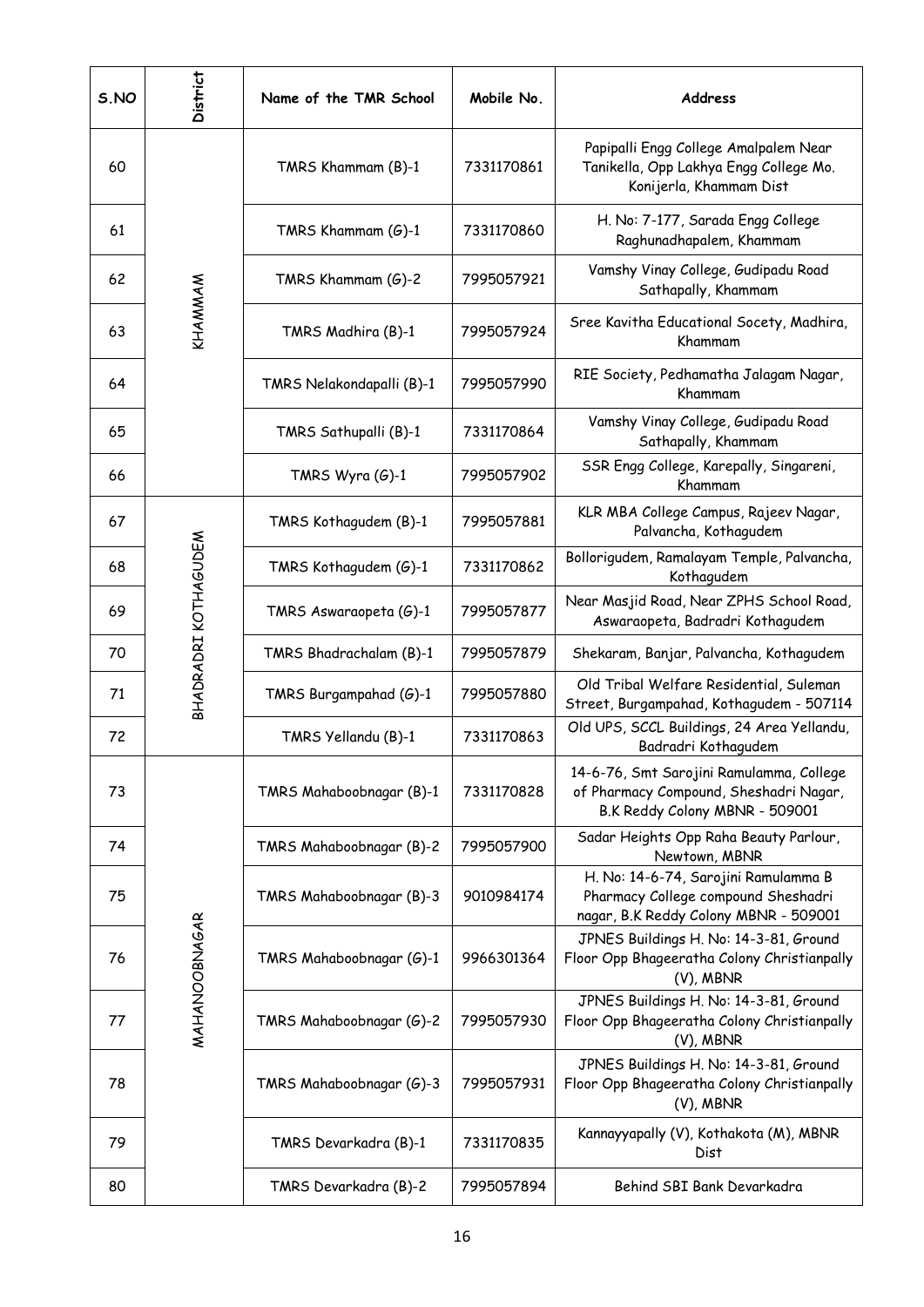| S.NO | District | Name of the TMR School | Mobile No. | Address |
|---|---|---|---|---|
| 60 | KHAMMAM | TMRS Khammam (B)-1 | 7331170861 | Papipalli Engg College Amalpelem Near Tanikella, Opp Lakhya Engg College Mo. Konijerla, Khammam Dist |
| 61 | | TMRS Khammam (G)-1 | 7331170860 | H. No: 7-177, Sarada Engg College Raghunadhapalem, Khammam |
| 62 | | TMRS Khammam (G)-2 | 7995057921 | Vamshy Vinay College, Gudipadu Road Sathapally, Khammam |
| 63 | | TMRS Madhira (B)-1 | 7995057924 | Sree Kavitha Educational Socety, Madhira, Khammam |
| 64 | | TMRS Nelakondapalli (B)-1 | 7995057990 | RIE Society, Pedhamatha Jalagam Nagar, Khammam |
| 65 | | TMRS Sathupalli (B)-1 | 7331170864 | Vamshy Vinay College, Gudipadu Road Sathapally, Khammam |
| 66 | | TMRS Wyra (G)-1 | 7995057902 | SSR Engg College, Karepally, Singareni, Khammam |
| 67 | BHADRADRI KOTHAGUDEM | TMRS Kothagudem (B)-1 | 7995057881 | KLR MBA College Campus, Rajeev Nagar, Palvancha, Kothagudem |
| 68 | | TMRS Kothagudem (G)-1 | 7331170862 | Bollorigudem, Ramalayam Temple, Palvancha, Kothagudem |
| 69 | | TMRS Aswaraopeta (G)-1 | 7995057877 | Near Masjid Road, Near ZPHS School Road, Aswaraopeta, Badradri Kothagudem |
| 70 | | TMRS Bhadrachalam (B)-1 | 7995057879 | Shekaram, Banjar, Palvancha, Kothagudem |
| 71 | | TMRS Burgampahad (G)-1 | 7995057880 | Old Tribal Welfare Residential, Suleman Street, Burgampahad, Kothagudem - 507114 |
| 72 | | TMRS Yellandu (B)-1 | 7331170863 | Old UPS, SCCL Buildings, 24 Area Yellandu, Badradri Kothagudem |
| 73 | MAHANOOBNAGAR | TMRS Mahaboobnagar (B)-1 | 7331170828 | 14-6-76, Smt Sarojini Ramulamma, College of Pharmacy Compound, Sheshadri Nagar, B.K Reddy Colony MBNR - 509001 |
| 74 | | TMRS Mahaboobnagar (B)-2 | 7995057900 | Sadar Heights Opp Raha Beauty Parlour, Newtown, MBNR |
| 75 | | TMRS Mahaboobnagar (B)-3 | 9010984174 | H. No: 14-6-74, Sarojini Ramulamma B Pharmacy College compound Sheshadri nagar, B.K Reddy Colony MBNR - 509001 |
| 76 | | TMRS Mahaboobnagar (G)-1 | 9966301364 | JPNES Buildings H. No: 14-3-81, Ground Floor Opp Bhageeratha Colony Christianpally (V), MBNR |
| 77 | | TMRS Mahaboobnagar (G)-2 | 7995057930 | JPNES Buildings H. No: 14-3-81, Ground Floor Opp Bhageeratha Colony Christianpally (V), MBNR |
| 78 | | TMRS Mahaboobnagar (G)-3 | 7995057931 | JPNES Buildings H. No: 14-3-81, Ground Floor Opp Bhageeratha Colony Christianpally (V), MBNR |
| 79 | | TMRS Devarkadra (B)-1 | 7331170835 | Kannayyapally (V), Kothakota (M), MBNR Dist |
| 80 | | TMRS Devarkadra (B)-2 | 7995057894 | Behind SBI Bank Devarkadra |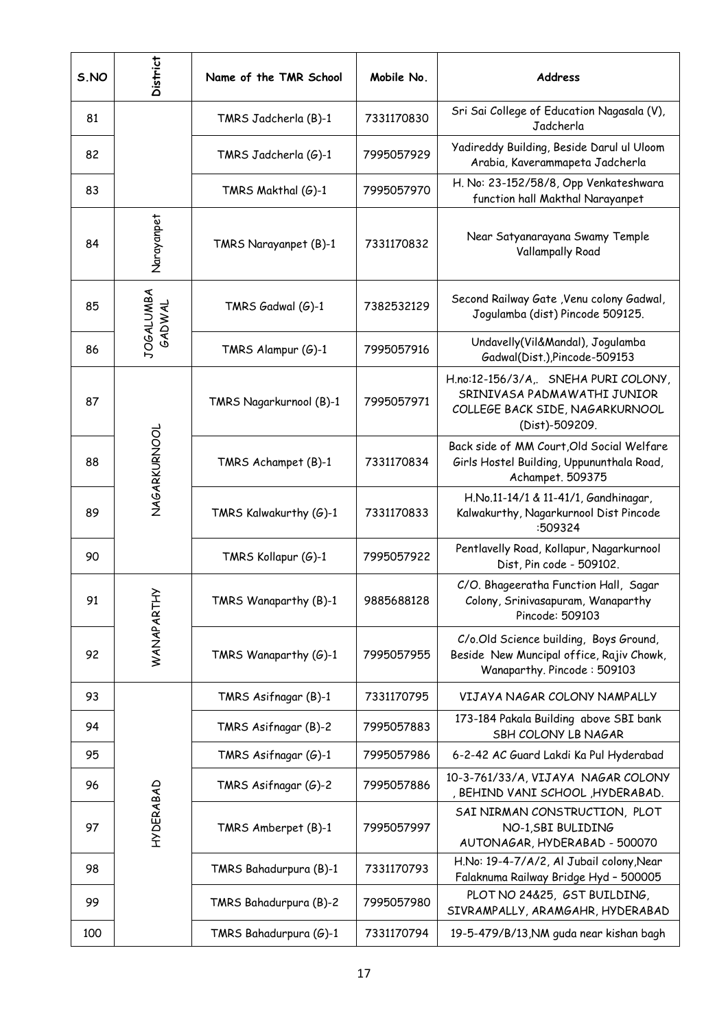| S.NO | District | Name of the TMR School | Mobile No. | Address |
|---|---|---|---|---|
| 81 | | TMRS Jadcherla (B)-1 | 7331170830 | Sri Sai College of Education Nagasala (V), Jadcherla |
| 82 | | TMRS Jadcherla (G)-1 | 7995057929 | Yadireddy Building, Beside Darul ul Uloom Arabia, Kaverammapeta Jadcherla |
| 83 | | TMRS Makthal (G)-1 | 7995057970 | H. No: 23-152/58/8, Opp Venkateshwara function hall Makthal Narayanpet |
| 84 | Narayanpet | TMRS Narayanpet (B)-1 | 7331170832 | Near Satyanarayana Swamy Temple Vallampally Road |
| 85 | JOGALUMBA GADWAL | TMRS Gadwal (G)-1 | 7382532129 | Second Railway Gate ,Venu colony Gadwal, Jogulamba (dist) Pincode 509125. |
| 86 | | TMRS Alampur (G)-1 | 7995057916 | Undavelly(Vil&Mandal), Jogulamba Gadwal(Dist.),Pincode-509153 |
| 87 | NAGARKURNOOL | TMRS Nagarkurnool (B)-1 | 7995057971 | H.no:12-156/3/A,. SNEHA PURI COLONY, SRINIVASA PADMAWATHI JUNIOR COLLEGE BACK SIDE, NAGARKURNOOL (Dist)-509209. |
| 88 | | TMRS Achampet (B)-1 | 7331170834 | Back side of MM Court,Old Social Welfare Girls Hostel Building, Uppununthala Road, Achampet. 509375 |
| 89 | | TMRS Kalwakurthy (G)-1 | 7331170833 | H.No.11-14/1 & 11-41/1, Gandhinagar, Kalwakurthy, Nagarkurnool Dist Pincode :509324 |
| 90 | | TMRS Kollapur (G)-1 | 7995057922 | Pentlavelly Road, Kollapur, Nagarkurnool Dist, Pin code - 509102. |
| 91 | WANAPARTHY | TMRS Wanaparthy (B)-1 | 9885688128 | C/O. Bhageeratha Function Hall, Sagar Colony, Srinivasapuram, Wanaparthy Pincode: 509103 |
| 92 | | TMRS Wanaparthy (G)-1 | 7995057955 | C/o.Old Science building, Boys Ground, Beside New Muncipal office, Rajiv Chowk, Wanaparthy. Pincode : 509103 |
| 93 | HYDERABAD | TMRS Asifnagar (B)-1 | 7331170795 | VIJAYA NAGAR COLONY NAMPALLY |
| 94 | | TMRS Asifnagar (B)-2 | 7995057883 | 173-184 Pakala Building above SBI bank SBH COLONY LB NAGAR |
| 95 | | TMRS Asifnagar (G)-1 | 7995057986 | 6-2-42 AC Guard Lakdi Ka Pul Hyderabad |
| 96 | | TMRS Asifnagar (G)-2 | 7995057886 | 10-3-761/33/A, VIJAYA NAGAR COLONY , BEHIND VANI SCHOOL ,HYDERABAD. |
| 97 | | TMRS Amberpet (B)-1 | 7995057997 | SAI NIRMAN CONSTRUCTION, PLOT NO-1,SBI BULIDING AUTONAGAR, HYDERABAD - 500070 |
| 98 | | TMRS Bahadurpura (B)-1 | 7331170793 | H.No: 19-4-7/A/2, Al Jubail colony,Near Falaknuma Railway Bridge Hyd – 500005 |
| 99 | | TMRS Bahadurpura (B)-2 | 7995057980 | PLOT NO 24&25, GST BUILDING, SIVRAMPALLY, ARAMGAHR, HYDERABAD |
| 100 | | TMRS Bahadurpura (G)-1 | 7331170794 | 19-5-479/B/13,NM guda near kishan bagh |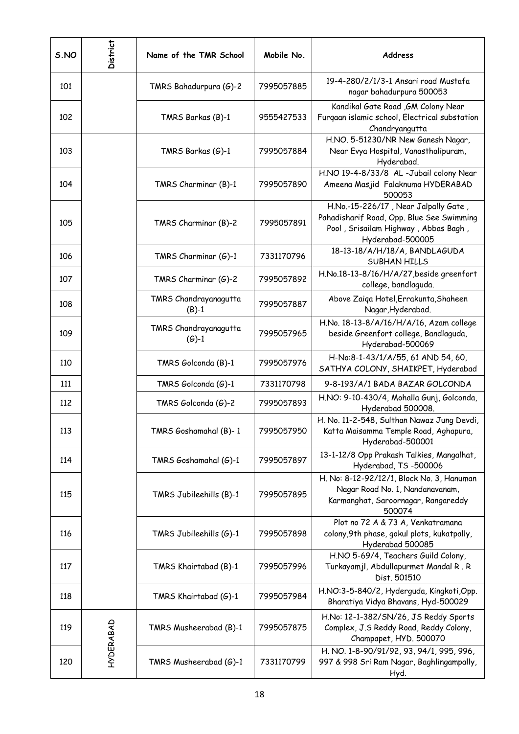| S.NO | District | Name of the TMR School | Mobile No. | Address |
|---|---|---|---|---|
| 101 | | TMRS Bahadurpura (G)-2 | 7995057885 | 19-4-280/2/1/3-1 Ansari road Mustafa nagar bahadurpura 500053 |
| 102 | | TMRS Barkas (B)-1 | 9555427533 | Kandikal Gate Road ,GM Colony Near Furqaan islamic school, Electrical substation Chandryangutta |
| 103 | | TMRS Barkas (G)-1 | 7995057884 | H.NO. 5-51230/NR New Ganesh Nagar, Near Evya Hospital, Vanasthalipuram, Hyderabad. |
| 104 | | TMRS Charminar (B)-1 | 7995057890 | H.NO 19-4-8/33/8 AL -Jubail colony Near Ameena Masjid Falaknuma HYDERABAD 500053 |
| 105 | | TMRS Charminar (B)-2 | 7995057891 | H.No.-15-226/17 , Near Jalpally Gate , Pahadisharif Road, Opp. Blue See Swimming Pool , Srisailam Highway , Abbas Bagh , Hyderabad-500005 |
| 106 | | TMRS Charminar (G)-1 | 7331170796 | 18-13-18/A/H/18/A, BANDLAGUDA SUBHAN HILLS |
| 107 | | TMRS Charminar (G)-2 | 7995057892 | H.No.18-13-8/16/H/A/27,beside greenfort college, bandlaguda. |
| 108 | | TMRS Chandrayanagutta (B)-1 | 7995057887 | Above Zaiqa Hotel,Errakunta,Shaheen Nagar,Hyderabad. |
| 109 | | TMRS Chandrayanagutta (G)-1 | 7995057965 | H.No. 18-13-8/A/16/H/A/16, Azam college beside Greenfort college, Bandlaguda, Hyderabad-500069 |
| 110 | | TMRS Golconda (B)-1 | 7995057976 | H-No:8-1-43/1/A/55, 61 AND 54, 60, SATHYA COLONY, SHAIKPET, Hyderabad |
| 111 | | TMRS Golconda (G)-1 | 7331170798 | 9-8-193/A/1 BADA BAZAR GOLCONDA |
| 112 | | TMRS Golconda (G)-2 | 7995057893 | H.NO: 9-10-430/4, Mohalla Gunj, Golconda, Hyderabad 500008. |
| 113 | | TMRS Goshamahal (B)- 1 | 7995057950 | H. No. 11-2-548, Sulthan Nawaz Jung Devdi, Katta Maisamma Temple Road, Aghapura, Hyderabad-500001 |
| 114 | | TMRS Goshamahal (G)-1 | 7995057897 | 13-1-12/8 Opp Prakash Talkies, Mangalhat, Hyderabad, TS -500006 |
| 115 | | TMRS Jubileehills (B)-1 | 7995057895 | H. No: 8-12-92/12/1, Block No. 3, Hanuman Nagar Road No. 1, Nandanavanam, Karmanghat, Saroornagar, Rangareddy 500074 |
| 116 | | TMRS Jubileehills (G)-1 | 7995057898 | Plot no 72 A & 73 A, Venkatramana colony,9th phase, gokul plots, kukatpally, Hyderabad 500085 |
| 117 | | TMRS Khairtabad (B)-1 | 7995057996 | H.NO 5-69/4, Teachers Guild Colony, Turkayamjl, Abdullapurmet Mandal R . R Dist. 501510 |
| 118 | | TMRS Khairtabad (G)-1 | 7995057984 | H.NO:3-5-840/2, Hyderguda, Kingkoti,Opp. Bharatiya Vidya Bhavans, Hyd-500029 |
| 119 | HYDERABAD | TMRS Musheerabad (B)-1 | 7995057875 | H.No: 12-1-382/SN/26, JS Reddy Sports Complex, J.S Reddy Road, Reddy Colony, Champapet, HYD. 500070 |
| 120 | | TMRS Musheerabad (G)-1 | 7331170799 | H. NO. 1-8-90/91/92, 93, 94/1, 995, 996, 997 & 998 Sri Ram Nagar, Baghlingampally, Hyd. |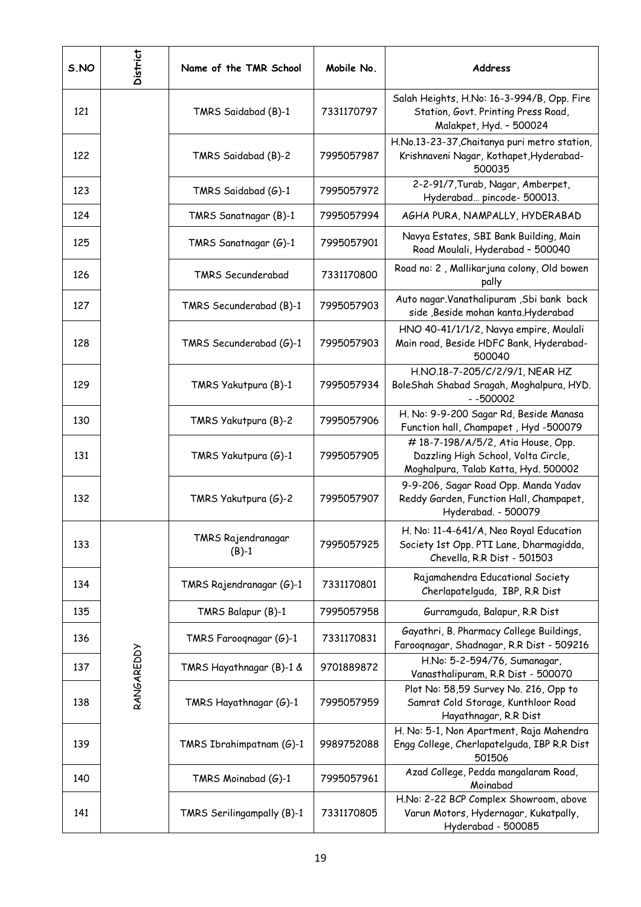| S.NO | District | Name of the TMR School | Mobile No. | Address |
|---|---|---|---|---|
| 121 | | TMRS Saidabad (B)-1 | 7331170797 | Salah Heights, H.No: 16-3-994/B, Opp. Fire Station, Govt. Printing Press Road, Malakpet, Hyd. – 500024 |
| 122 | | TMRS Saidabad (B)-2 | 7995057987 | H.No.13-23-37,Chaitanya puri metro station, Krishnaveni Nagar, Kothapet,Hyderabad-500035 |
| 123 | | TMRS Saidabad (G)-1 | 7995057972 | 2-2-91/7,Turab, Nagar, Amberpet, Hyderabad… pincode- 500013. |
| 124 | | TMRS Sanatnagar (B)-1 | 7995057994 | AGHA PURA, NAMPALLY, HYDERABAD |
| 125 | | TMRS Sanatnagar (G)-1 | 7995057901 | Navya Estates, SBI Bank Building, Main Road Moulali, Hyderabad – 500040 |
| 126 | | TMRS Secunderabad | 7331170800 | Road no: 2 , Mallikarjuna colony, Old bowen pally |
| 127 | | TMRS Secunderabad (B)-1 | 7995057903 | Auto nagar.Vanathalipuram ,Sbi bank back side ,Beside mohan kanta.Hyderabad |
| 128 | | TMRS Secunderabad (G)-1 | 7995057903 | HNO 40-41/1/1/2, Navya empire, Moulali Main road, Beside HDFC Bank, Hyderabad-500040 |
| 129 | | TMRS Yakutpura (B)-1 | 7995057934 | H.NO.18-7-205/C/2/9/1, NEAR HZ BoleShah Shabad Sragah, Moghalpura, HYD. - -500002 |
| 130 | | TMRS Yakutpura (B)-2 | 7995057906 | H. No: 9-9-200 Sagar Rd, Beside Manasa Function hall, Champapet , Hyd -500079 |
| 131 | | TMRS Yakutpura (G)-1 | 7995057905 | # 18-7-198/A/5/2, Atia House, Opp. Dazzling High School, Volta Circle, Moghalpura, Talab Katta, Hyd. 500002 |
| 132 | | TMRS Yakutpura (G)-2 | 7995057907 | 9-9-206, Sagar Road Opp. Manda Yadav Reddy Garden, Function Hall, Champapet, Hyderabad. - 500079 |
| 133 | RANGAREDDY | TMRS Rajendranagar (B)-1 | 7995057925 | H. No: 11-4-641/A, Neo Royal Education Society 1st Opp. PTI Lane, Dharmagidda, Chevella, R.R Dist - 501503 |
| 134 | | TMRS Rajendranagar (G)-1 | 7331170801 | Rajamahendra Educational Society Cherlapatelguda, IBP, R.R Dist |
| 135 | | TMRS Balapur (B)-1 | 7995057958 | Gurramguda, Balapur, R.R Dist |
| 136 | | TMRS Farooqnagar (G)-1 | 7331170831 | Gayathri, B. Pharmacy College Buildings, Farooqnagar, Shadnagar, R.R Dist - 509216 |
| 137 | | TMRS Hayathnagar (B)-1 & | 9701889872 | H.No: 5-2-594/76, Sumanagar, Vanasthalipuram, R.R Dist - 500070 |
| 138 | | TMRS Hayathnagar (G)-1 | 7995057959 | Plot No: 58,59 Survey No. 216, Opp to Samrat Cold Storage, Kunthloor Road Hayathnagar, R.R Dist |
| 139 | | TMRS Ibrahimpatnam (G)-1 | 9989752088 | H. No: 5-1, Non Apartment, Raja Mahendra Engg College, Cherlapatelguda, IBP R.R Dist 501506 |
| 140 | | TMRS Moinabad (G)-1 | 7995057961 | Azad College, Pedda mangalaram Road, Moinabad |
| 141 | | TMRS Serilingampally (B)-1 | 7331170805 | H.No: 2-22 BCP Complex Showroom, above Varun Motors, Hydernagar, Kukatpally, Hyderabad - 500085 |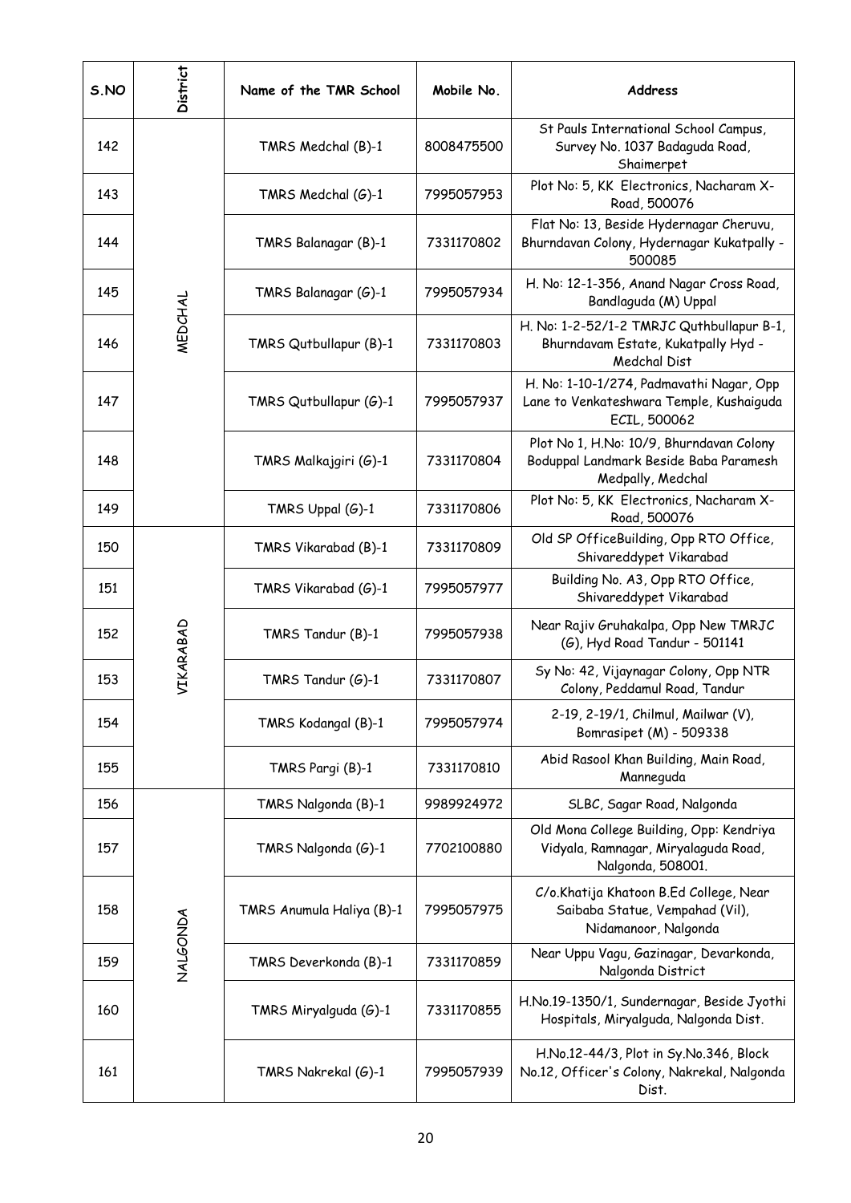| S.NO | District | Name of the TMR School | Mobile No. | Address |
|---|---|---|---|---|
| 142 | MEDCHAL | TMRS Medchal (B)-1 | 8008475500 | St Pauls International School Campus, Survey No. 1037 Badaguda Road, Shaimerpet |
| 143 | | TMRS Medchal (G)-1 | 7995057953 | Plot No: 5, KK Electronics, Nacharam X-Road, 500076 |
| 144 | | TMRS Balanagar (B)-1 | 7331170802 | Flat No: 13, Beside Hydernagar Cheruvu, Bhurndavan Colony, Hydernagar Kukatpally - 500085 |
| 145 | | TMRS Balanagar (G)-1 | 7995057934 | H. No: 12-1-356, Anand Nagar Cross Road, Bandlaguda (M) Uppal |
| 146 | | TMRS Qutbullapur (B)-1 | 7331170803 | H. No: 1-2-52/1-2 TMRJC Quthbullapur B-1, Bhurndavam Estate, Kukatpally Hyd - Medchal Dist |
| 147 | | TMRS Qutbullapur (G)-1 | 7995057937 | H. No: 1-10-1/274, Padmavathi Nagar, Opp Lane to Venkateshwara Temple, Kushaiguda ECIL, 500062 |
| 148 | | TMRS Malkajgiri (G)-1 | 7331170804 | Plot No 1, H.No: 10/9, Bhurndavan Colony Boduppal Landmark Beside Baba Paramesh Medpally, Medchal |
| 149 | | TMRS Uppal (G)-1 | 7331170806 | Plot No: 5, KK Electronics, Nacharam X-Road, 500076 |
| 150 | VIKARABAD | TMRS Vikarabad (B)-1 | 7331170809 | Old SP OfficeBuilding, Opp RTO Office, Shivareddypet Vikarabad |
| 151 | | TMRS Vikarabad (G)-1 | 7995057977 | Building No. A3, Opp RTO Office, Shivareddypet Vikarabad |
| 152 | | TMRS Tandur (B)-1 | 7995057938 | Near Rajiv Gruhakalpa, Opp New TMRJC (G), Hyd Road Tandur - 501141 |
| 153 | | TMRS Tandur (G)-1 | 7331170807 | Sy No: 42, Vijaynagar Colony, Opp NTR Colony, Peddamul Road, Tandur |
| 154 | | TMRS Kodangal (B)-1 | 7995057974 | 2-19, 2-19/1, Chilmul, Mailwar (V), Bomrasipet (M) - 509338 |
| 155 | | TMRS Pargi (B)-1 | 7331170810 | Abid Rasool Khan Building, Main Road, Manneguda |
| 156 | NALGONDA | TMRS Nalgonda (B)-1 | 9989924972 | SLBC, Sagar Road, Nalgonda |
| 157 | | TMRS Nalgonda (G)-1 | 7702100880 | Old Mona College Building, Opp: Kendriya Vidyala, Ramnagar, Miryalaguda Road, Nalgonda, 508001. |
| 158 | | TMRS Anumula Haliya (B)-1 | 7995057975 | C/o.Khatija Khatoon B.Ed College, Near Saibaba Statue, Vempahad (Vil), Nidamanoor, Nalgonda |
| 159 | | TMRS Deverkonda (B)-1 | 7331170859 | Near Uppu Vagu, Gazinagar, Devarkonda, Nalgonda District |
| 160 | | TMRS Miryalguda (G)-1 | 7331170855 | H.No.19-1350/1, Sundernagar, Beside Jyothi Hospitals, Miryalguda, Nalgonda Dist. |
| 161 | | TMRS Nakrekal (G)-1 | 7995057939 | H.No.12-44/3, Plot in Sy.No.346, Block No.12, Officer's Colony, Nakrekal, Nalgonda Dist. |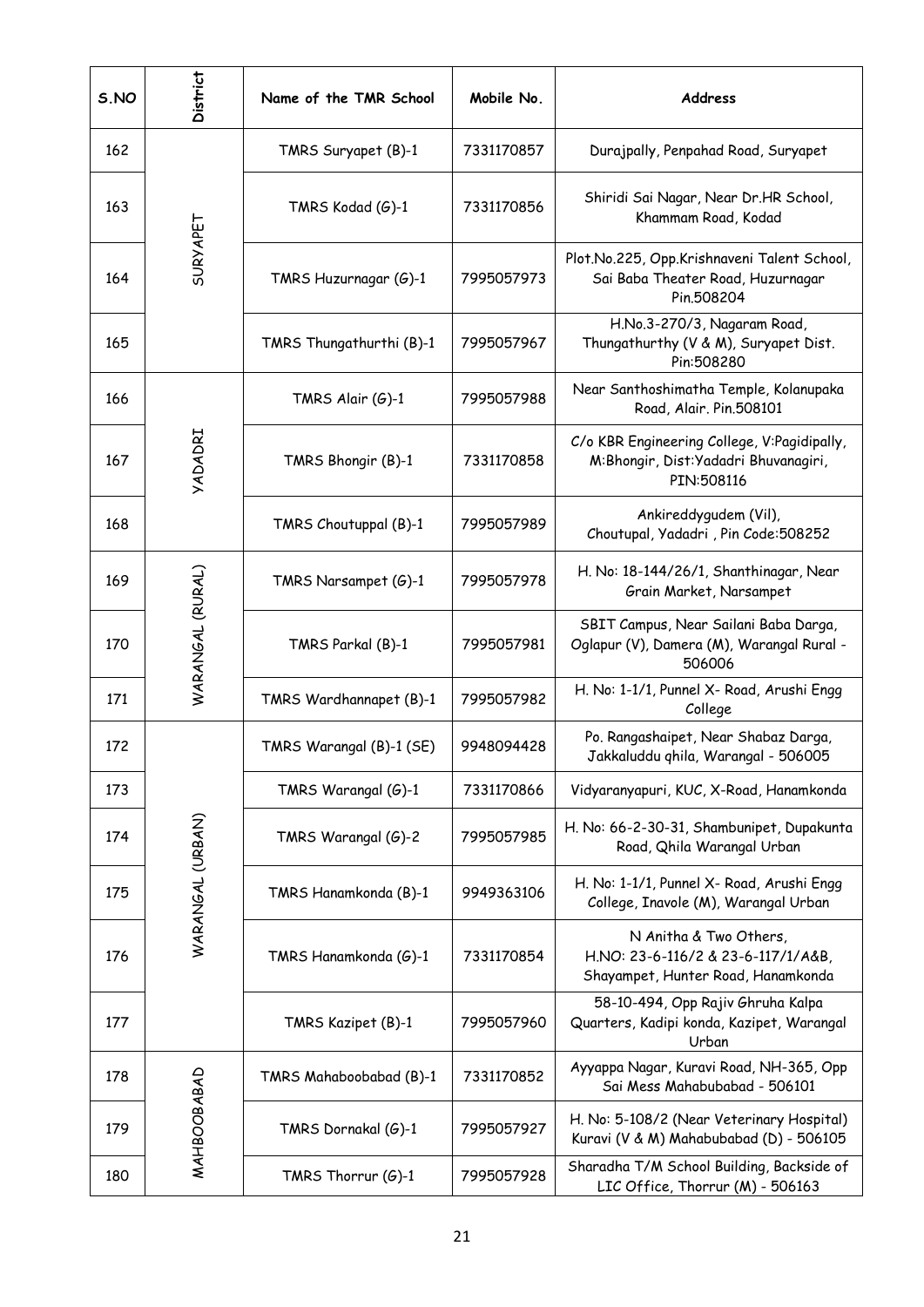| S.NO | District | Name of the TMR School | Mobile No. | Address |
|---|---|---|---|---|
| 162 | SURYAPET | TMRS Suryapet (B)-1 | 7331170857 | Durajpally, Penpahad Road, Suryapet |
| 163 | | TMRS Kodad (G)-1 | 7331170856 | Shiridi Sai Nagar, Near Dr.HR School, Khammam Road, Kodad |
| 164 | | TMRS Huzurnagar (G)-1 | 7995057973 | Plot.No.225, Opp.Krishnaveni Talent School, Sai Baba Theater Road, Huzurnagar Pin.508204 |
| 165 | | TMRS Thungathurthi (B)-1 | 7995057967 | H.No.3-270/3, Nagaram Road, Thungathurthy (V & M), Suryapet Dist. Pin:508280 |
| 166 | YADADRI | TMRS Alair (G)-1 | 7995057988 | Near Santhoshimatha Temple, Kolanupaka Road, Alair. Pin.508101 |
| 167 | | TMRS Bhongir (B)-1 | 7331170858 | C/o KBR Engineering College, V:Pagidipally, M:Bhongir, Dist:Yadadri Bhuvanagiri, PIN:508116 |
| 168 | | TMRS Choutuppal (B)-1 | 7995057989 | Ankireddygudem (Vil), Choutupal, Yadadri , Pin Code:508252 |
| 169 | WARANGAL (RURAL) | TMRS Narsampet (G)-1 | 7995057978 | H. No: 18-144/26/1, Shanthinagar, Near Grain Market, Narsampet |
| 170 | | TMRS Parkal (B)-1 | 7995057981 | SBIT Campus, Near Sailani Baba Darga, Oglapur (V), Damera (M), Warangal Rural - 506006 |
| 171 | | TMRS Wardhannapet (B)-1 | 7995057982 | H. No: 1-1/1, Punnel X- Road, Arushi Engg College |
| 172 | WARANGAL (URBAN) | TMRS Warangal (B)-1 (SE) | 9948094428 | Po. Rangashaipet, Near Shabaz Darga, Jakkaluddu qhila, Warangal - 506005 |
| 173 | | TMRS Warangal (G)-1 | 7331170866 | Vidyaranyapuri, KUC, X-Road, Hanamkonda |
| 174 | | TMRS Warangal (G)-2 | 7995057985 | H. No: 66-2-30-31, Shambunipet, Dupakunta Road, Qhila Warangal Urban |
| 175 | | TMRS Hanamkonda (B)-1 | 9949363106 | H. No: 1-1/1, Punnel X- Road, Arushi Engg College, Inavole (M), Warangal Urban |
| 176 | | TMRS Hanamkonda (G)-1 | 7331170854 | N Anitha & Two Others, H.NO: 23-6-116/2 & 23-6-117/1/A&B, Shayampet, Hunter Road, Hanamkonda |
| 177 | | TMRS Kazipet (B)-1 | 7995057960 | 58-10-494, Opp Rajiv Ghruha Kalpa Quarters, Kadipi konda, Kazipet, Warangal Urban |
| 178 | MAHBOOBABAD | TMRS Mahaboobabad (B)-1 | 7331170852 | Ayyappa Nagar, Kuravi Road, NH-365, Opp Sai Mess Mahabubabad - 506101 |
| 179 | | TMRS Dornakal (G)-1 | 7995057927 | H. No: 5-108/2 (Near Veterinary Hospital) Kuravi (V & M) Mahabubabad (D) - 506105 |
| 180 | | TMRS Thorrur (G)-1 | 7995057928 | Sharadha T/M School Building, Backside of LIC Office, Thorrur (M) - 506163 |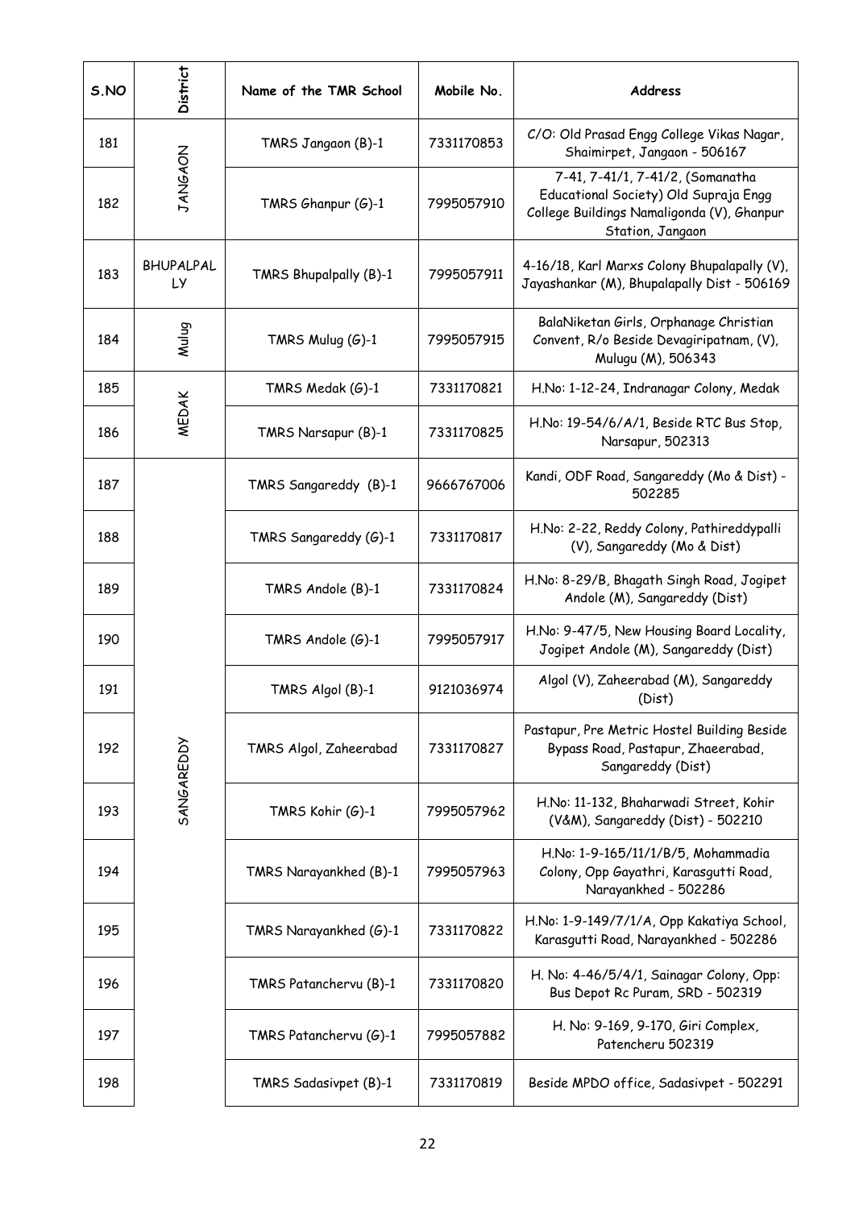| S.NO | District | Name of the TMR School | Mobile No. | Address |
|---|---|---|---|---|
| 181 | JANGAON | TMRS Jangaon (B)-1 | 7331170853 | C/O: Old Prasad Engg College Vikas Nagar, Shaimirpet, Jangaon - 506167 |
| 182 | | TMRS Ghanpur (G)-1 | 7995057910 | 7-41, 7-41/1, 7-41/2, (Somanatha Educational Society) Old Supraja Engg College Buildings Namaligonda (V), Ghanpur Station, Jangaon |
| 183 | BHUPALPALLY | TMRS Bhupalpally (B)-1 | 7995057911 | 4-16/18, Karl Marxs Colony Bhupalapally (V), Jayashankar (M), Bhupalapally Dist - 506169 |
| 184 | Mulug | TMRS Mulug (G)-1 | 7995057915 | BalaNiketan Girls, Orphanage Christian Convent, R/o Beside Devagiripatnam, (V), Mulugu (M), 506343 |
| 185 | MEDAK | TMRS Medak (G)-1 | 7331170821 | H.No: 1-12-24, Indranagar Colony, Medak |
| 186 | | TMRS Narsapur (B)-1 | 7331170825 | H.No: 19-54/6/A/1, Beside RTC Bus Stop, Narsapur, 502313 |
| 187 | SANGAREDDY | TMRS Sangareddy (B)-1 | 9666767006 | Kandi, ODF Road, Sangareddy (Mo & Dist) - 502285 |
| 188 | | TMRS Sangareddy (G)-1 | 7331170817 | H.No: 2-22, Reddy Colony, Pathireddypalli (V), Sangareddy (Mo & Dist) |
| 189 | | TMRS Andole (B)-1 | 7331170824 | H.No: 8-29/B, Bhagath Singh Road, Jogipet Andole (M), Sangareddy (Dist) |
| 190 | | TMRS Andole (G)-1 | 7995057917 | H.No: 9-47/5, New Housing Board Locality, Jogipet Andole (M), Sangareddy (Dist) |
| 191 | | TMRS Algol (B)-1 | 9121036974 | Algol (V), Zaheerabad (M), Sangareddy (Dist) |
| 192 | | TMRS Algol, Zaheerabad | 7331170827 | Pastapur, Pre Metric Hostel Building Beside Bypass Road, Pastapur, Zhaeerabad, Sangareddy (Dist) |
| 193 | | TMRS Kohir (G)-1 | 7995057962 | H.No: 11-132, Bhaharwadi Street, Kohir (V&M), Sangareddy (Dist) - 502210 |
| 194 | | TMRS Narayankhed (B)-1 | 7995057963 | H.No: 1-9-165/11/1/B/5, Mohammadia Colony, Opp Gayathri, Karasgutti Road, Narayankhed - 502286 |
| 195 | | TMRS Narayankhed (G)-1 | 7331170822 | H.No: 1-9-149/7/1/A, Opp Kakatiya School, Karasgutti Road, Narayankhed - 502286 |
| 196 | | TMRS Patanchervu (B)-1 | 7331170820 | H. No: 4-46/5/4/1, Sainagar Colony, Opp: Bus Depot Rc Puram, SRD - 502319 |
| 197 | | TMRS Patanchervu (G)-1 | 7995057882 | H. No: 9-169, 9-170, Giri Complex, Patencheru 502319 |
| 198 | | TMRS Sadasivpet (B)-1 | 7331170819 | Beside MPDO office, Sadasivpet - 502291 |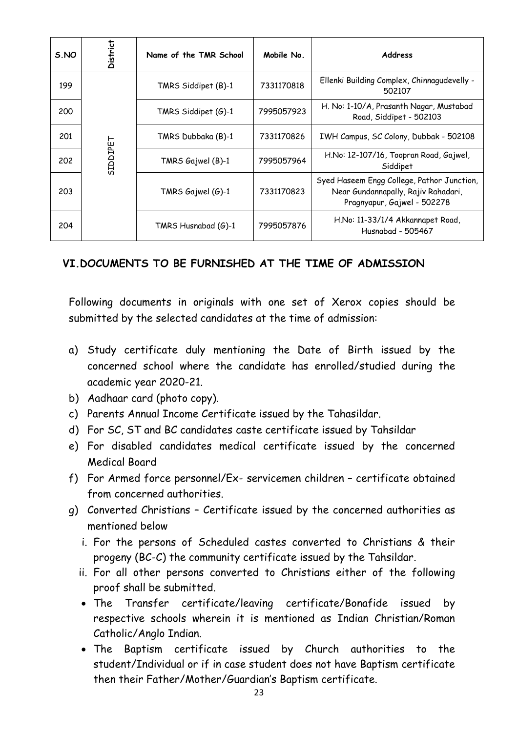| S.NO | District | Name of the TMR School | Mobile No. | Address |
|---|---|---|---|---|
| 199 | SIDDIPET | TMRS Siddipet (B)-1 | 7331170818 | Ellenki Building Complex, Chinnagudevelly - 502107 |
| 200 | | TMRS Siddipet (G)-1 | 7995057923 | H. No: 1-10/A, Prasanth Nagar, Mustabad Road, Siddipet - 502103 |
| 201 | | TMRS Dubbaka (B)-1 | 7331170826 | IWH Campus, SC Colony, Dubbak - 502108 |
| 202 | | TMRS Gajwel (B)-1 | 7995057964 | H.No: 12-107/16, Toopran Road, Gajwel, Siddipet |
| 203 | | TMRS Gajwel (G)-1 | 7331170823 | Syed Haseem Engg College, Pathor Junction, Near Gundannapally, Rajiv Rahadari, Pragnyapur, Gajwel - 502278 |
| 204 | | TMRS Husnabad (G)-1 | 7995057876 | H.No: 11-33/1/4 Akkannapet Road, Husnabad - 505467 |

## VI.DOCUMENTS TO BE FURNISHED AT THE TIME OF ADMISSION

Following documents in originals with one set of Xerox copies should be submitted by the selected candidates at the time of admission:

a) Study certificate duly mentioning the Date of Birth issued by the concerned school where the candidate has enrolled/studied during the academic year 2020-21.
b) Aadhaar card (photo copy).
c) Parents Annual Income Certificate issued by the Tahasildar.
d) For SC, ST and BC candidates caste certificate issued by Tahsildar
e) For disabled candidates medical certificate issued by the concerned Medical Board
f) For Armed force personnel/Ex- servicemen children – certificate obtained from concerned authorities.
g) Converted Christians – Certificate issued by the concerned authorities as mentioned below
   i. For the persons of Scheduled castes converted to Christians & their progeny (BC-C) the community certificate issued by the Tahsildar.
   ii. For all other persons converted to Christians either of the following proof shall be submitted.
   - The Transfer certificate/leaving certificate/Bonafide issued by respective schools wherein it is mentioned as Indian Christian/Roman Catholic/Anglo Indian.
   - The Baptism certificate issued by Church authorities to the student/Individual or if in case student does not have Baptism certificate then their Father/Mother/Guardian's Baptism certificate.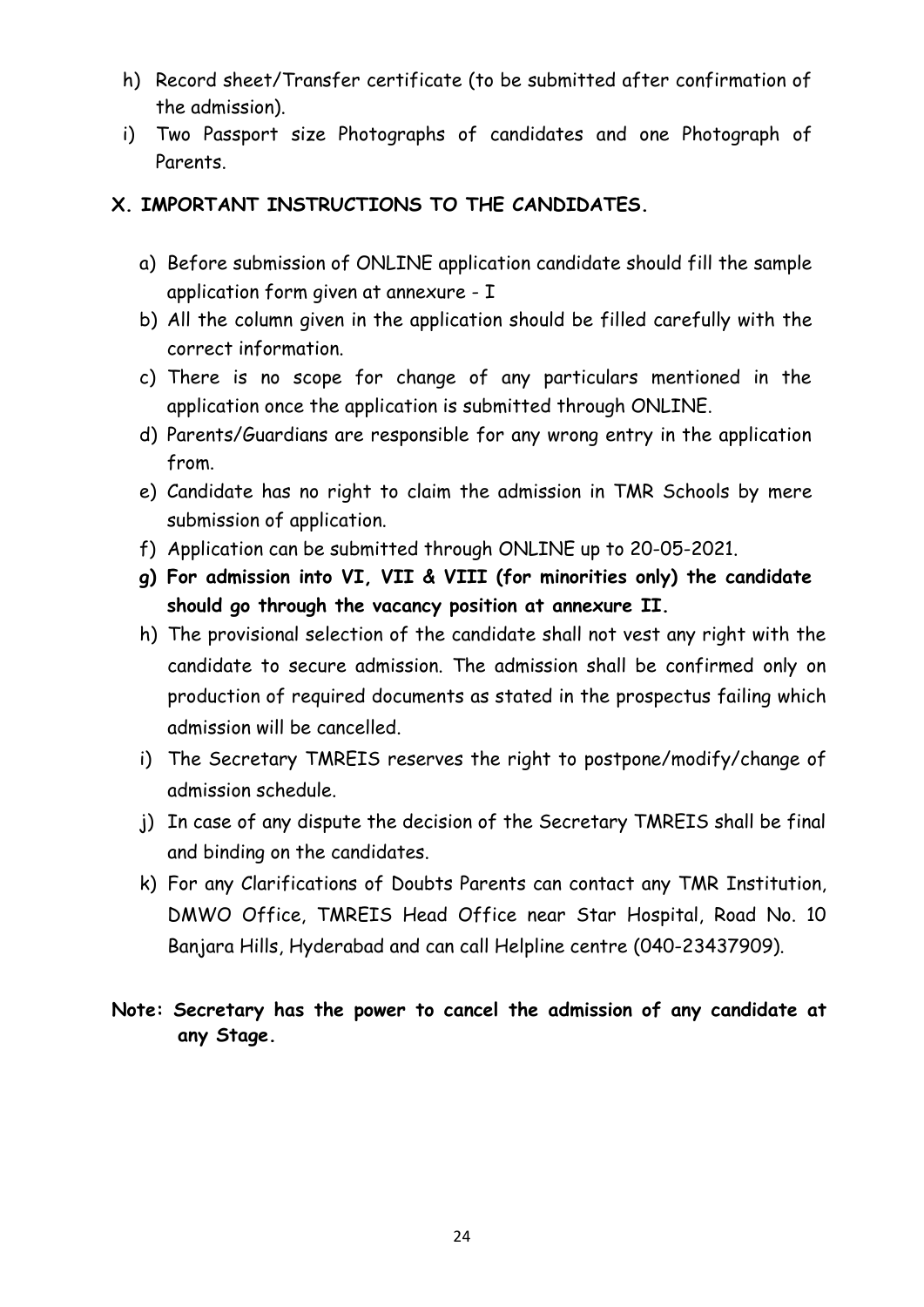h) Record sheet/Transfer certificate (to be submitted after confirmation of the admission).

i) Two Passport size Photographs of candidates and one Photograph of Parents.

## X. IMPORTANT INSTRUCTIONS TO THE CANDIDATES.

a) Before submission of ONLINE application candidate should fill the sample application form given at annexure - I

b) All the column given in the application should be filled carefully with the correct information.

c) There is no scope for change of any particulars mentioned in the application once the application is submitted through ONLINE.

d) Parents/Guardians are responsible for any wrong entry in the application from.

e) Candidate has no right to claim the admission in TMR Schools by mere submission of application.

f) Application can be submitted through ONLINE up to 20-05-2021.

**g) For admission into VI, VII & VIII (for minorities only) the candidate should go through the vacancy position at annexure II.**

h) The provisional selection of the candidate shall not vest any right with the candidate to secure admission. The admission shall be confirmed only on production of required documents as stated in the prospectus failing which admission will be cancelled.

i) The Secretary TMREIS reserves the right to postpone/modify/change of admission schedule.

j) In case of any dispute the decision of the Secretary TMREIS shall be final and binding on the candidates.

k) For any Clarifications of Doubts Parents can contact any TMR Institution, DMWO Office, TMREIS Head Office near Star Hospital, Road No. 10 Banjara Hills, Hyderabad and can call Helpline centre (040-23437909).

**Note: Secretary has the power to cancel the admission of any candidate at any Stage.**